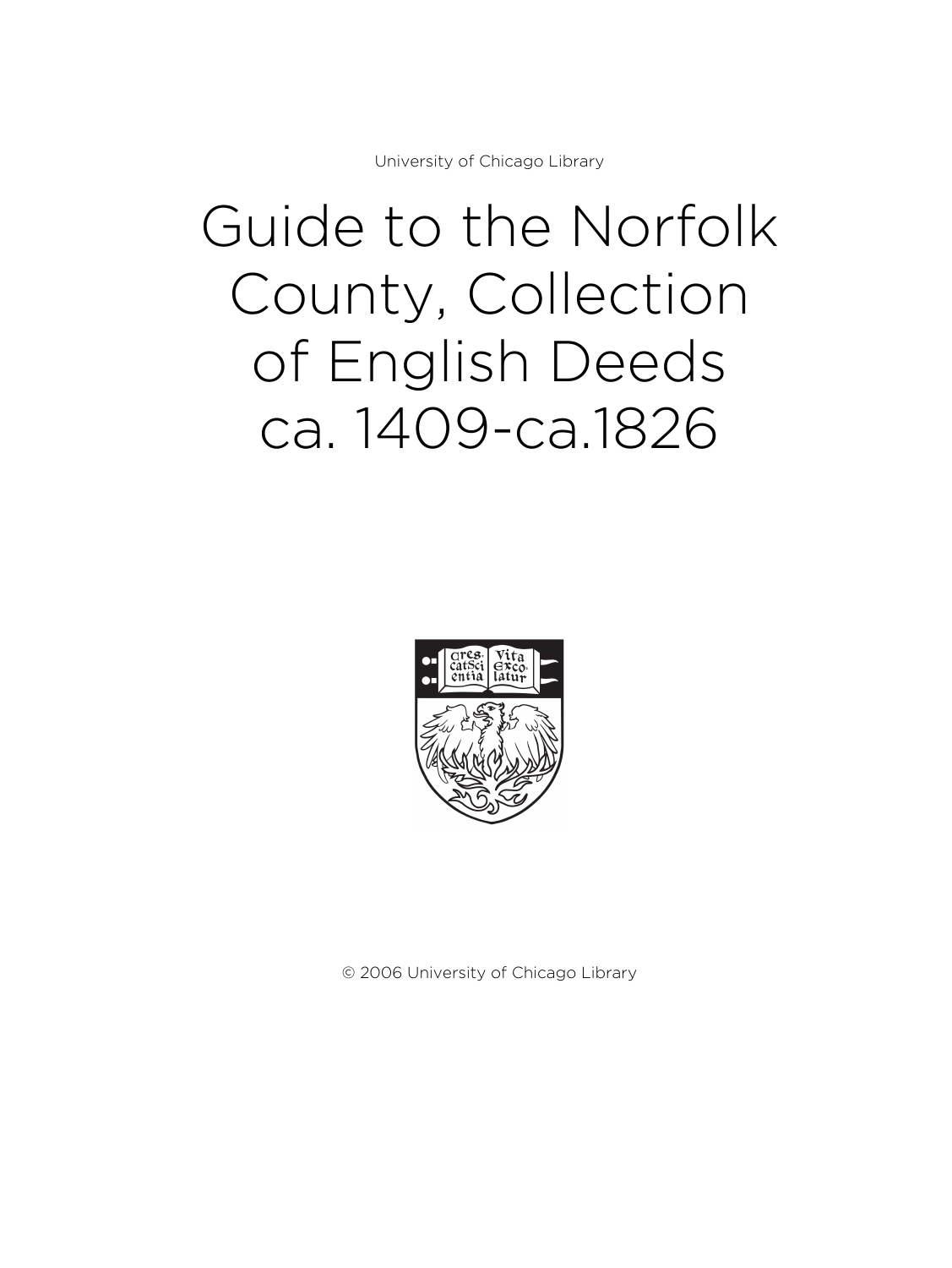University of Chicago Library

# Guide to the Norfolk County, Collection of English Deeds ca. 1409-ca.1826

© 2006 University of Chicago Library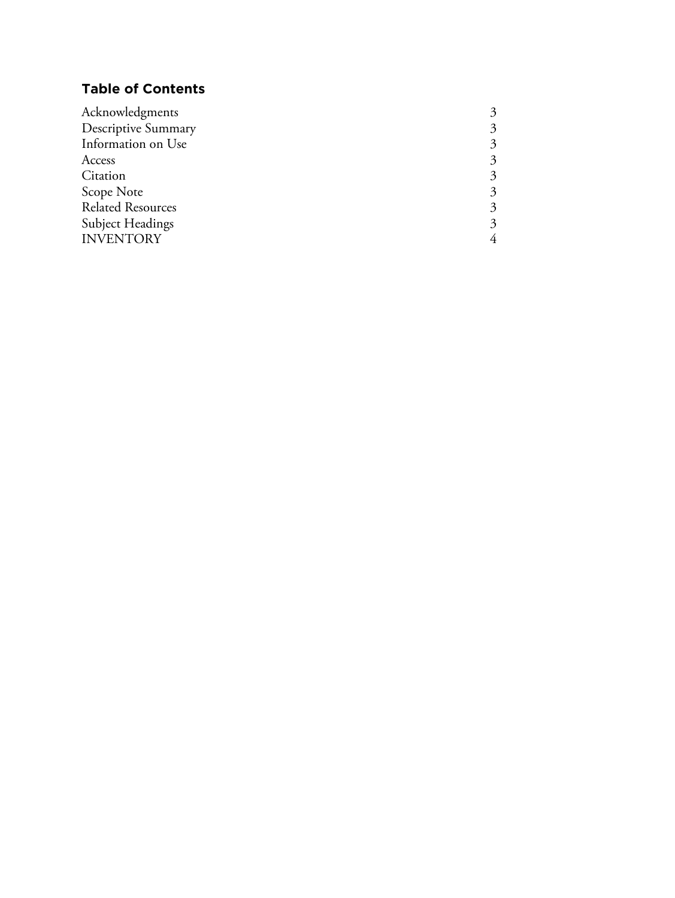## Table of Contents

| | |
|---|---|
| Acknowledgments | 3 |
| Descriptive Summary | 3 |
| Information on Use | 3 |
| Access | 3 |
| Citation | 3 |
| Scope Note | 3 |
| Related Resources | 3 |
| Subject Headings | 3 |
| INVENTORY | 4 |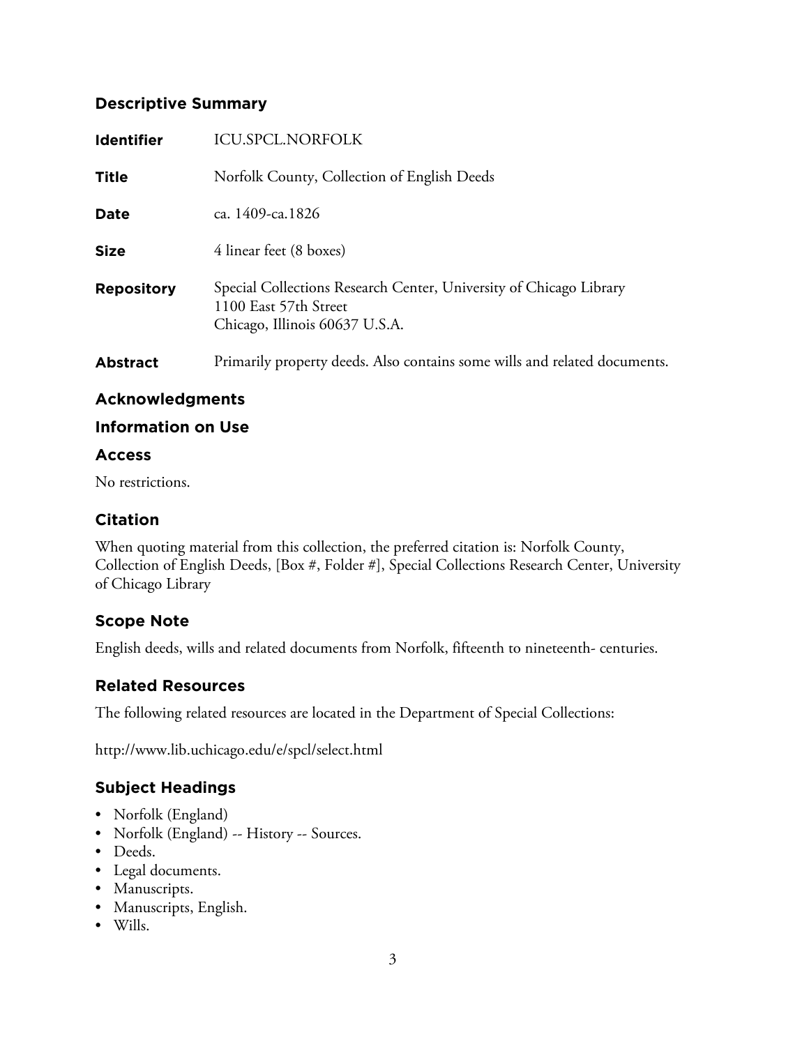## Descriptive Summary

| | |
|---|---|
| **Identifier** | ICU.SPCL.NORFOLK |
| **Title** | Norfolk County, Collection of English Deeds |
| **Date** | ca. 1409-ca.1826 |
| **Size** | 4 linear feet (8 boxes) |
| **Repository** | Special Collections Research Center, University of Chicago Library<br>1100 East 57th Street<br>Chicago, Illinois 60637 U.S.A. |
| **Abstract** | Primarily property deeds. Also contains some wills and related documents. |

## Acknowledgments

## Information on Use

### Access

No restrictions.

### Citation

When quoting material from this collection, the preferred citation is: Norfolk County, Collection of English Deeds, [Box #, Folder #], Special Collections Research Center, University of Chicago Library

## Scope Note

English deeds, wills and related documents from Norfolk, fifteenth to nineteenth- centuries.

## Related Resources

The following related resources are located in the Department of Special Collections:

http://www.lib.uchicago.edu/e/spcl/select.html

## Subject Headings

- Norfolk (England)
- Norfolk (England) -- History -- Sources.
- Deeds.
- Legal documents.
- Manuscripts.
- Manuscripts, English.
- Wills.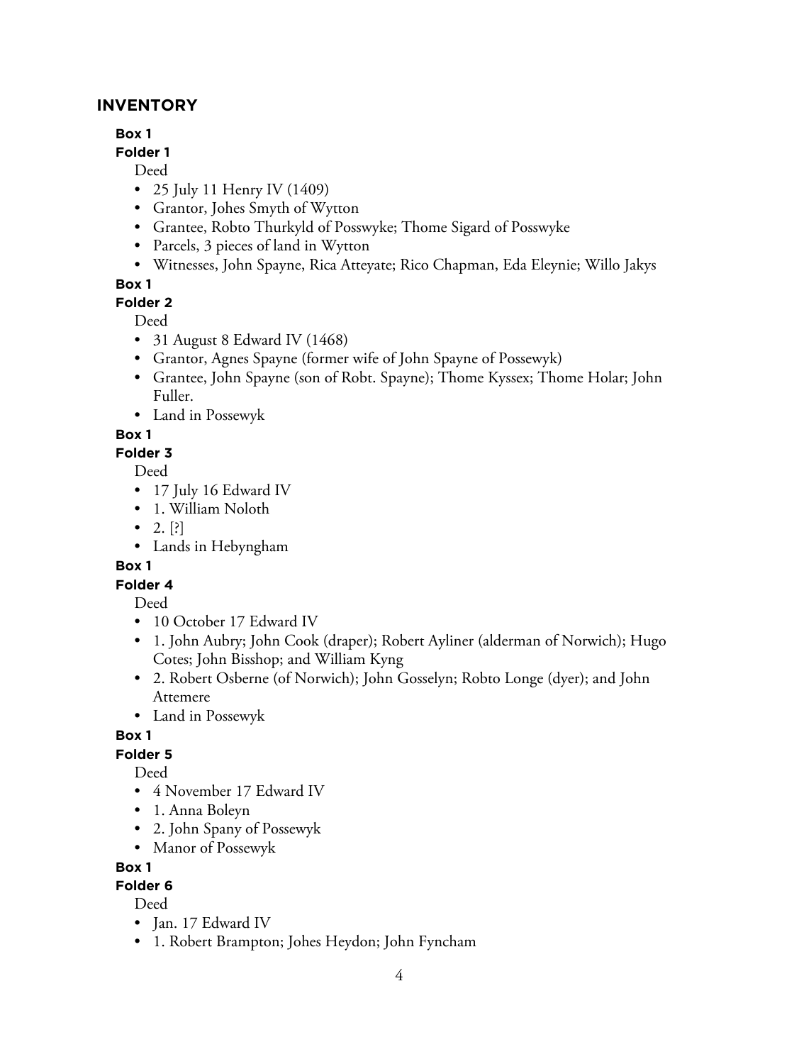## INVENTORY

**Box 1**

**Folder 1**

Deed

- 25 July 11 Henry IV (1409)
- Grantor, Johes Smyth of Wytton
- Grantee, Robto Thurkyld of Posswyke; Thome Sigard of Posswyke
- Parcels, 3 pieces of land in Wytton
- Witnesses, John Spayne, Rica Atteyate; Rico Chapman, Eda Eleynie; Willo Jakys

**Box 1**

**Folder 2**

Deed

- 31 August 8 Edward IV (1468)
- Grantor, Agnes Spayne (former wife of John Spayne of Possewyk)
- Grantee, John Spayne (son of Robt. Spayne); Thome Kyssex; Thome Holar; John Fuller.
- Land in Possewyk

**Box 1**

**Folder 3**

Deed

- 17 July 16 Edward IV
- 1. William Noloth
- 2. [?]
- Lands in Hebyngham

**Box 1**

**Folder 4**

Deed

- 10 October 17 Edward IV
- 1. John Aubry; John Cook (draper); Robert Ayliner (alderman of Norwich); Hugo Cotes; John Bisshop; and William Kyng
- 2. Robert Osberne (of Norwich); John Gosselyn; Robto Longe (dyer); and John Attemere
- Land in Possewyk

**Box 1**

**Folder 5**

Deed

- 4 November 17 Edward IV
- 1. Anna Boleyn
- 2. John Spany of Possewyk
- Manor of Possewyk

**Box 1**

**Folder 6**

Deed

- Jan. 17 Edward IV
- 1. Robert Brampton; Johes Heydon; John Fyncham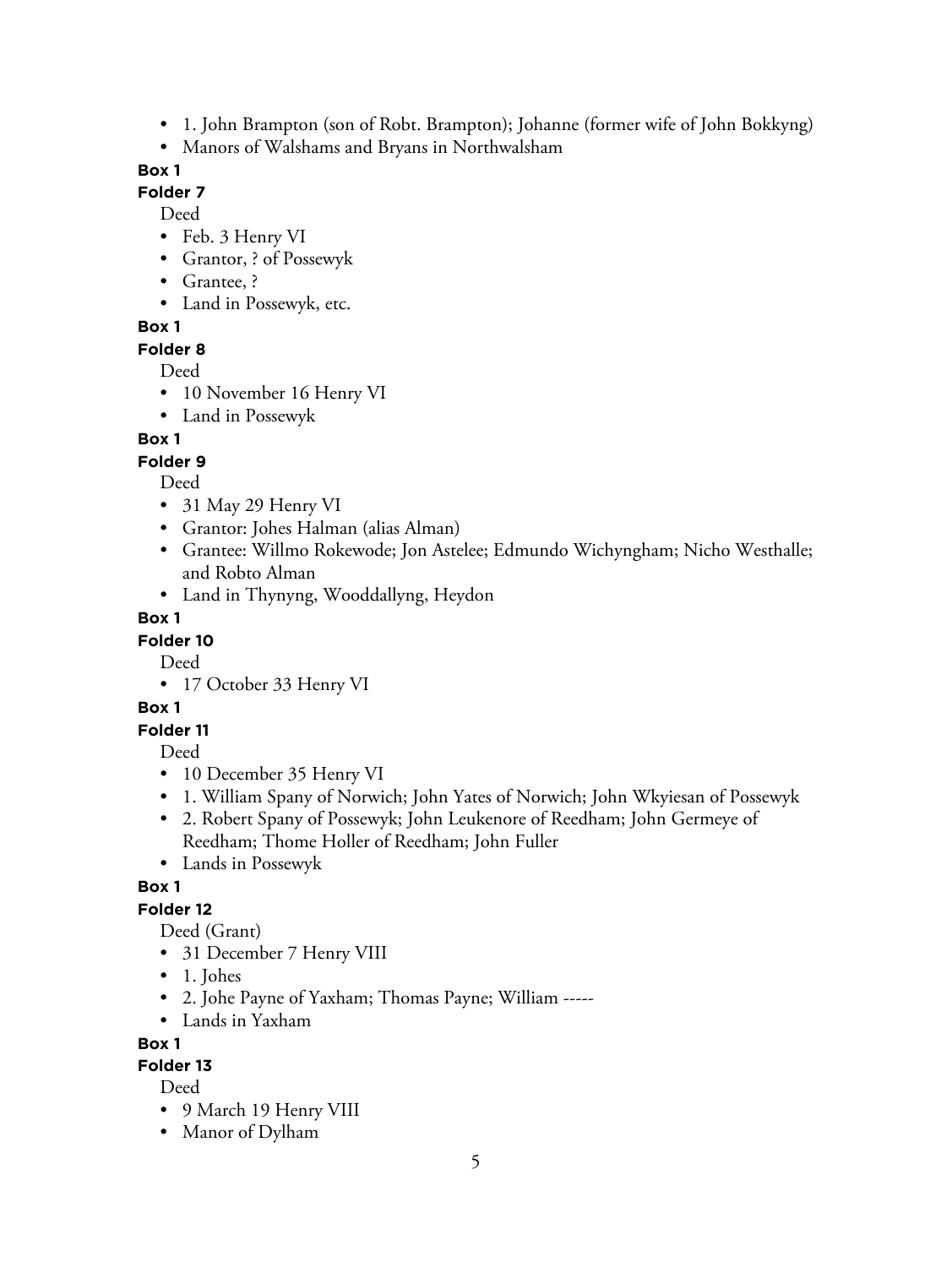- 1. John Brampton (son of Robt. Brampton); Johanne (former wife of John Bokkyng)
- Manors of Walshams and Bryans in Northwalsham

**Box 1**

**Folder 7**

Deed

- Feb. 3 Henry VI
- Grantor, ? of Possewyk
- Grantee, ?
- Land in Possewyk, etc.

**Box 1**

**Folder 8**

Deed

- 10 November 16 Henry VI
- Land in Possewyk

**Box 1**

**Folder 9**

Deed

- 31 May 29 Henry VI
- Grantor: Johes Halman (alias Alman)
- Grantee: Willmo Rokewode; Jon Astelee; Edmundo Wichyngham; Nicho Westhalle; and Robto Alman
- Land in Thynyng, Wooddallyng, Heydon

**Box 1**

**Folder 10**

Deed

- 17 October 33 Henry VI

**Box 1**

**Folder 11**

Deed

- 10 December 35 Henry VI
- 1. William Spany of Norwich; John Yates of Norwich; John Wkyiesan of Possewyk
- 2. Robert Spany of Possewyk; John Leukenore of Reedham; John Germeye of Reedham; Thome Holler of Reedham; John Fuller
- Lands in Possewyk

**Box 1**

**Folder 12**

Deed (Grant)

- 31 December 7 Henry VIII
- 1. Johes
- 2. Johe Payne of Yaxham; Thomas Payne; William -----
- Lands in Yaxham

**Box 1**

**Folder 13**

Deed

- 9 March 19 Henry VIII
- Manor of Dylham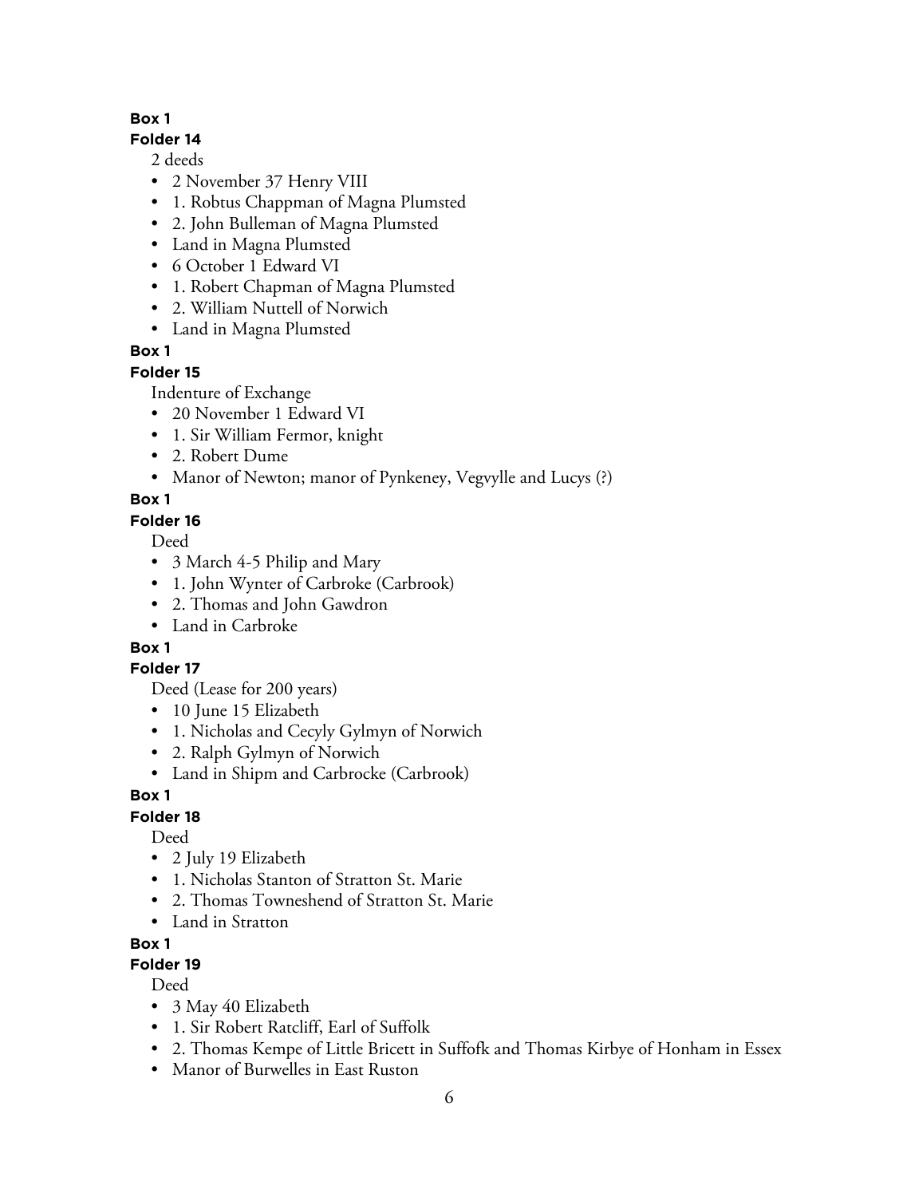**Box 1**

**Folder 14**

2 deeds

- 2 November 37 Henry VIII
- 1. Robtus Chappman of Magna Plumsted
- 2. John Bulleman of Magna Plumsted
- Land in Magna Plumsted
- 6 October 1 Edward VI
- 1. Robert Chapman of Magna Plumsted
- 2. William Nuttell of Norwich
- Land in Magna Plumsted

**Box 1**

**Folder 15**

Indenture of Exchange

- 20 November 1 Edward VI
- 1. Sir William Fermor, knight
- 2. Robert Dume
- Manor of Newton; manor of Pynkeney, Vegvylle and Lucys (?)

**Box 1**

**Folder 16**

Deed

- 3 March 4-5 Philip and Mary
- 1. John Wynter of Carbroke (Carbrook)
- 2. Thomas and John Gawdron
- Land in Carbroke

**Box 1**

**Folder 17**

Deed (Lease for 200 years)

- 10 June 15 Elizabeth
- 1. Nicholas and Cecyly Gylmyn of Norwich
- 2. Ralph Gylmyn of Norwich
- Land in Shipm and Carbrocke (Carbrook)

**Box 1**

**Folder 18**

Deed

- 2 July 19 Elizabeth
- 1. Nicholas Stanton of Stratton St. Marie
- 2. Thomas Towneshend of Stratton St. Marie
- Land in Stratton

**Box 1**

**Folder 19**

Deed

- 3 May 40 Elizabeth
- 1. Sir Robert Ratcliff, Earl of Suffolk
- 2. Thomas Kempe of Little Bricett in Suffofk and Thomas Kirbye of Honham in Essex
- Manor of Burwelles in East Ruston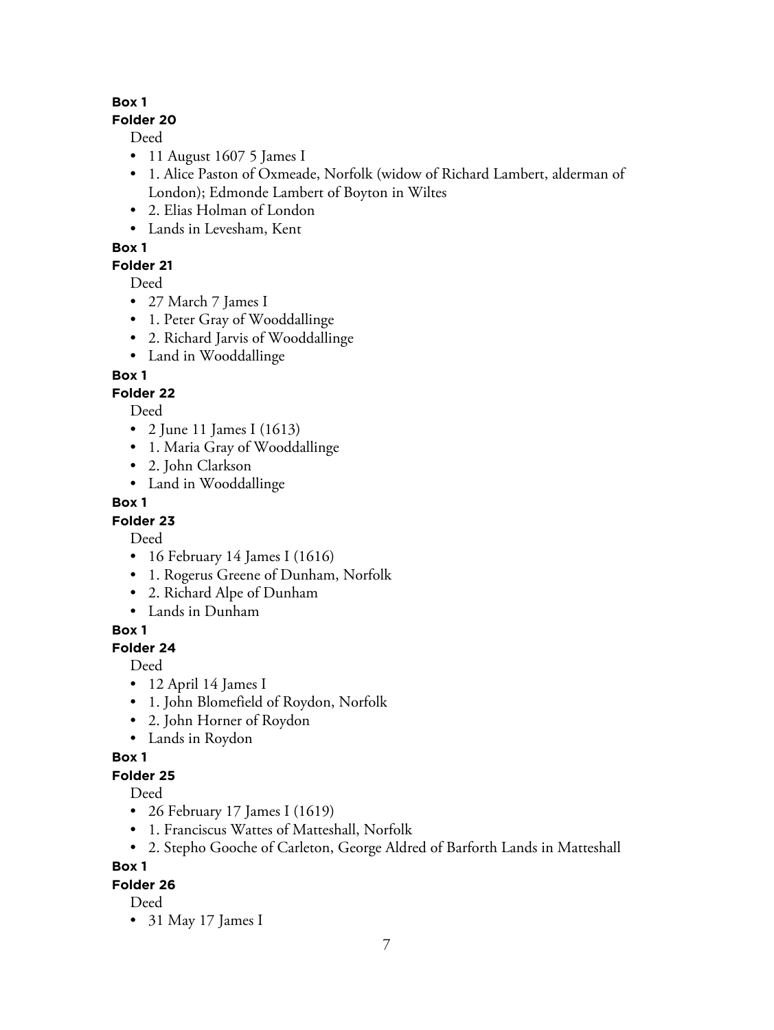**Box 1**
**Folder 20**

Deed

- 11 August 1607 5 James I
- 1. Alice Paston of Oxmeade, Norfolk (widow of Richard Lambert, alderman of London); Edmonde Lambert of Boyton in Wiltes
- 2. Elias Holman of London
- Lands in Levesham, Kent

**Box 1**
**Folder 21**

Deed

- 27 March 7 James I
- 1. Peter Gray of Wooddallinge
- 2. Richard Jarvis of Wooddallinge
- Land in Wooddallinge

**Box 1**
**Folder 22**

Deed

- 2 June 11 James I (1613)
- 1. Maria Gray of Wooddallinge
- 2. John Clarkson
- Land in Wooddallinge

**Box 1**
**Folder 23**

Deed

- 16 February 14 James I (1616)
- 1. Rogerus Greene of Dunham, Norfolk
- 2. Richard Alpe of Dunham
- Lands in Dunham

**Box 1**
**Folder 24**

Deed

- 12 April 14 James I
- 1. John Blomefield of Roydon, Norfolk
- 2. John Horner of Roydon
- Lands in Roydon

**Box 1**
**Folder 25**

Deed

- 26 February 17 James I (1619)
- 1. Franciscus Wattes of Matteshall, Norfolk
- 2. Stepho Gooche of Carleton, George Aldred of Barforth Lands in Matteshall

**Box 1**
**Folder 26**

Deed

- 31 May 17 James I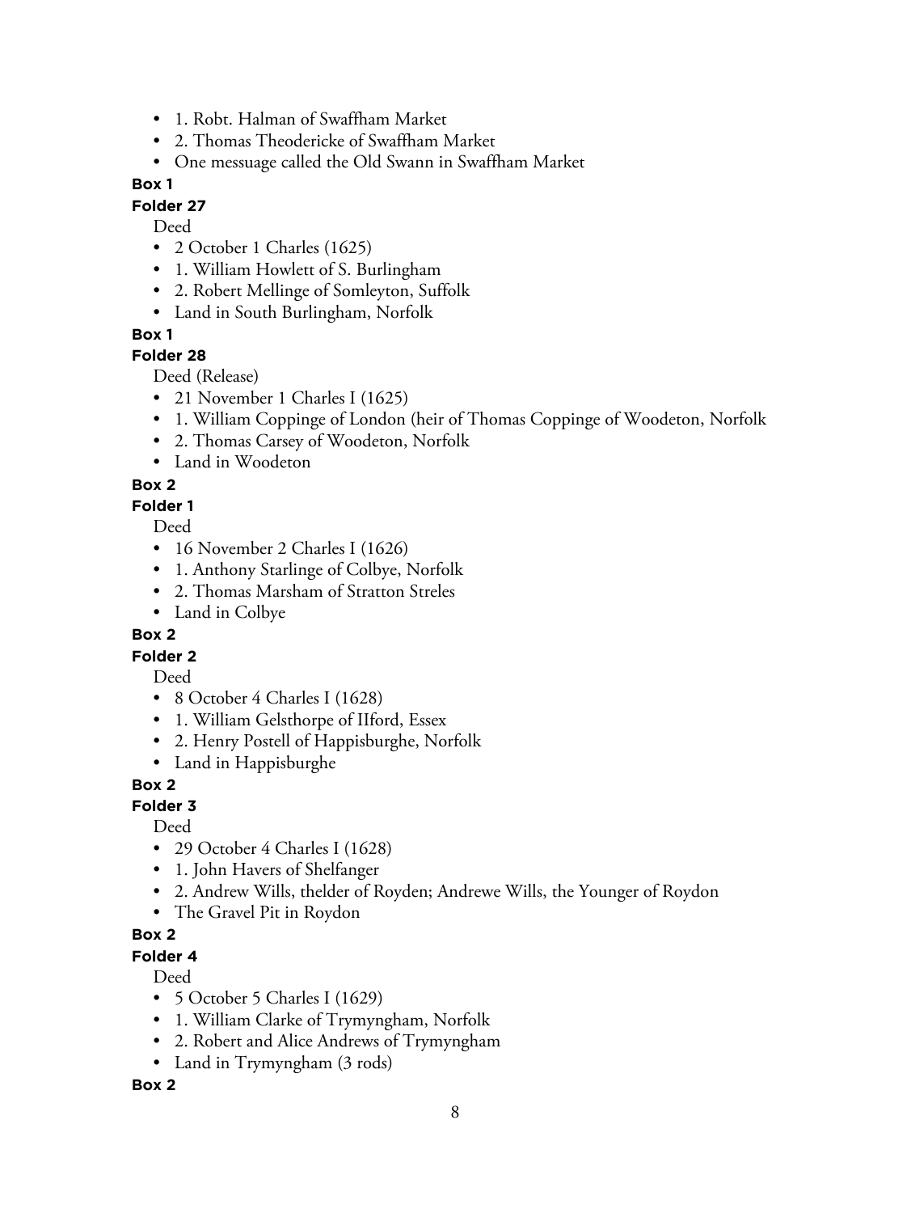- 1. Robt. Halman of Swaffham Market
- 2. Thomas Theodericke of Swaffham Market
- One messuage called the Old Swann in Swaffham Market

**Box 1**

**Folder 27**

Deed

- 2 October 1 Charles (1625)
- 1. William Howlett of S. Burlingham
- 2. Robert Mellinge of Somleyton, Suffolk
- Land in South Burlingham, Norfolk

**Box 1**

**Folder 28**

Deed (Release)

- 21 November 1 Charles I (1625)
- 1. William Coppinge of London (heir of Thomas Coppinge of Woodeton, Norfolk
- 2. Thomas Carsey of Woodeton, Norfolk
- Land in Woodeton

**Box 2**

**Folder 1**

Deed

- 16 November 2 Charles I (1626)
- 1. Anthony Starlinge of Colbye, Norfolk
- 2. Thomas Marsham of Stratton Streles
- Land in Colbye

**Box 2**

**Folder 2**

Deed

- 8 October 4 Charles I (1628)
- 1. William Gelsthorpe of IIford, Essex
- 2. Henry Postell of Happisburghe, Norfolk
- Land in Happisburghe

**Box 2**

**Folder 3**

Deed

- 29 October 4 Charles I (1628)
- 1. John Havers of Shelfanger
- 2. Andrew Wills, thelder of Royden; Andrewe Wills, the Younger of Roydon
- The Gravel Pit in Roydon

**Box 2**

**Folder 4**

Deed

- 5 October 5 Charles I (1629)
- 1. William Clarke of Trymyngham, Norfolk
- 2. Robert and Alice Andrews of Trymyngham
- Land in Trymyngham (3 rods)

**Box 2**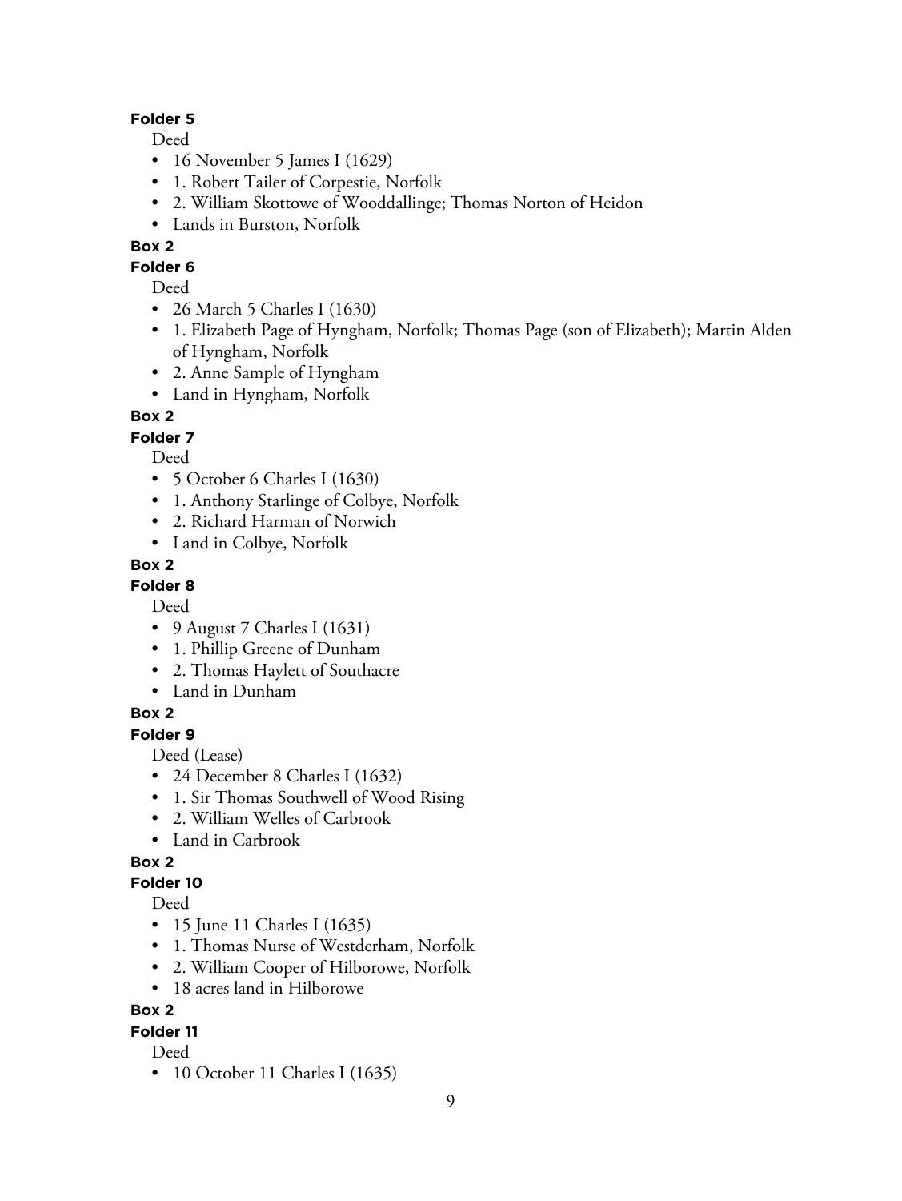**Folder 5**

Deed

- 16 November 5 James I (1629)
- 1. Robert Tailer of Corpestie, Norfolk
- 2. William Skottowe of Wooddallinge; Thomas Norton of Heidon
- Lands in Burston, Norfolk

**Box 2**

**Folder 6**

Deed

- 26 March 5 Charles I (1630)
- 1. Elizabeth Page of Hyngham, Norfolk; Thomas Page (son of Elizabeth); Martin Alden of Hyngham, Norfolk
- 2. Anne Sample of Hyngham
- Land in Hyngham, Norfolk

**Box 2**

**Folder 7**

Deed

- 5 October 6 Charles I (1630)
- 1. Anthony Starlinge of Colbye, Norfolk
- 2. Richard Harman of Norwich
- Land in Colbye, Norfolk

**Box 2**

**Folder 8**

Deed

- 9 August 7 Charles I (1631)
- 1. Phillip Greene of Dunham
- 2. Thomas Haylett of Southacre
- Land in Dunham

**Box 2**

**Folder 9**

Deed (Lease)

- 24 December 8 Charles I (1632)
- 1. Sir Thomas Southwell of Wood Rising
- 2. William Welles of Carbrook
- Land in Carbrook

**Box 2**

**Folder 10**

Deed

- 15 June 11 Charles I (1635)
- 1. Thomas Nurse of Westderham, Norfolk
- 2. William Cooper of Hilborowe, Norfolk
- 18 acres land in Hilborowe

**Box 2**

**Folder 11**

Deed

- 10 October 11 Charles I (1635)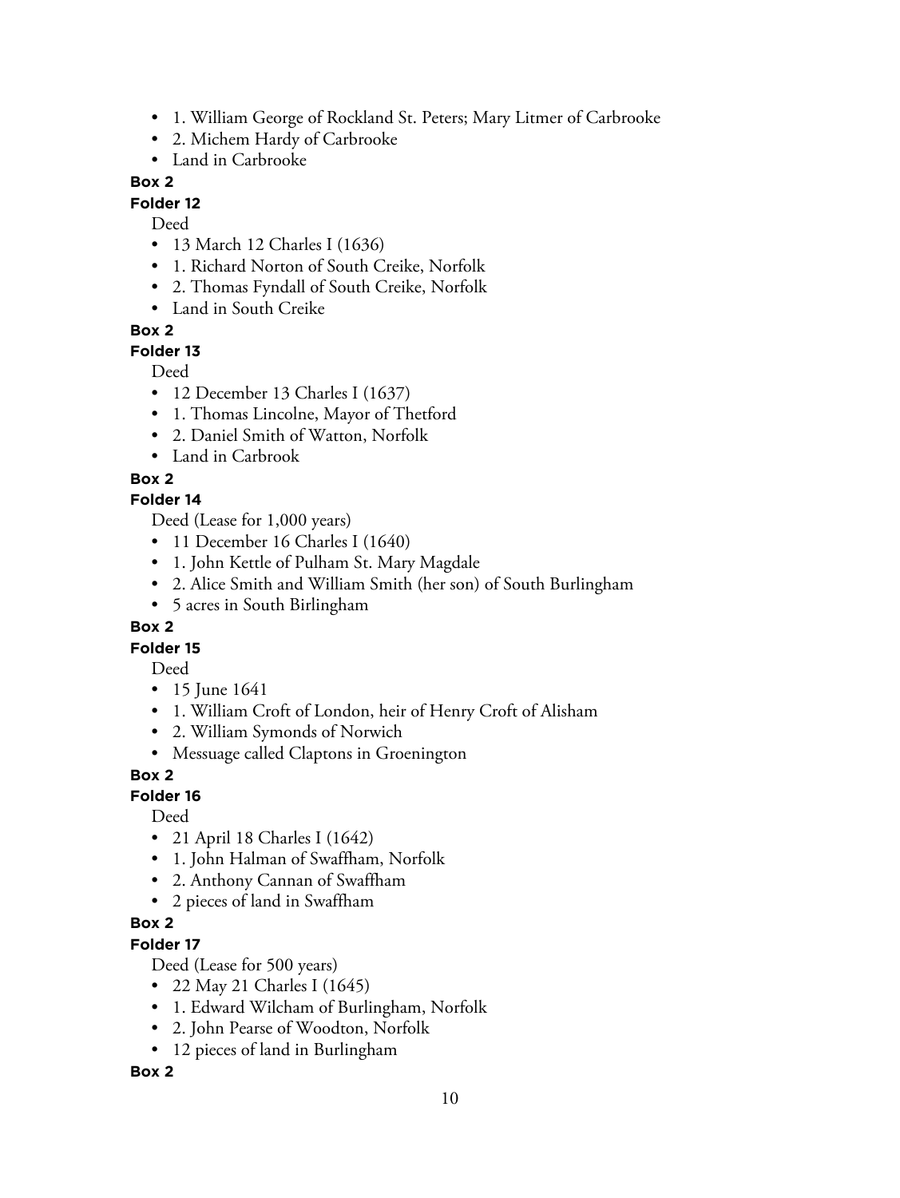- 1. William George of Rockland St. Peters; Mary Litmer of Carbrooke
- 2. Michem Hardy of Carbrooke
- Land in Carbrooke

**Box 2**

**Folder 12**

Deed

- 13 March 12 Charles I (1636)
- 1. Richard Norton of South Creike, Norfolk
- 2. Thomas Fyndall of South Creike, Norfolk
- Land in South Creike

**Box 2**

**Folder 13**

Deed

- 12 December 13 Charles I (1637)
- 1. Thomas Lincolne, Mayor of Thetford
- 2. Daniel Smith of Watton, Norfolk
- Land in Carbrook

**Box 2**

**Folder 14**

Deed (Lease for 1,000 years)

- 11 December 16 Charles I (1640)
- 1. John Kettle of Pulham St. Mary Magdale
- 2. Alice Smith and William Smith (her son) of South Burlingham
- 5 acres in South Birlingham

**Box 2**

**Folder 15**

Deed

- 15 June 1641
- 1. William Croft of London, heir of Henry Croft of Alisham
- 2. William Symonds of Norwich
- Messuage called Claptons in Groenington

**Box 2**

**Folder 16**

Deed

- 21 April 18 Charles I (1642)
- 1. John Halman of Swaffham, Norfolk
- 2. Anthony Cannan of Swaffham
- 2 pieces of land in Swaffham

**Box 2**

**Folder 17**

Deed (Lease for 500 years)

- 22 May 21 Charles I (1645)
- 1. Edward Wilcham of Burlingham, Norfolk
- 2. John Pearse of Woodton, Norfolk
- 12 pieces of land in Burlingham

**Box 2**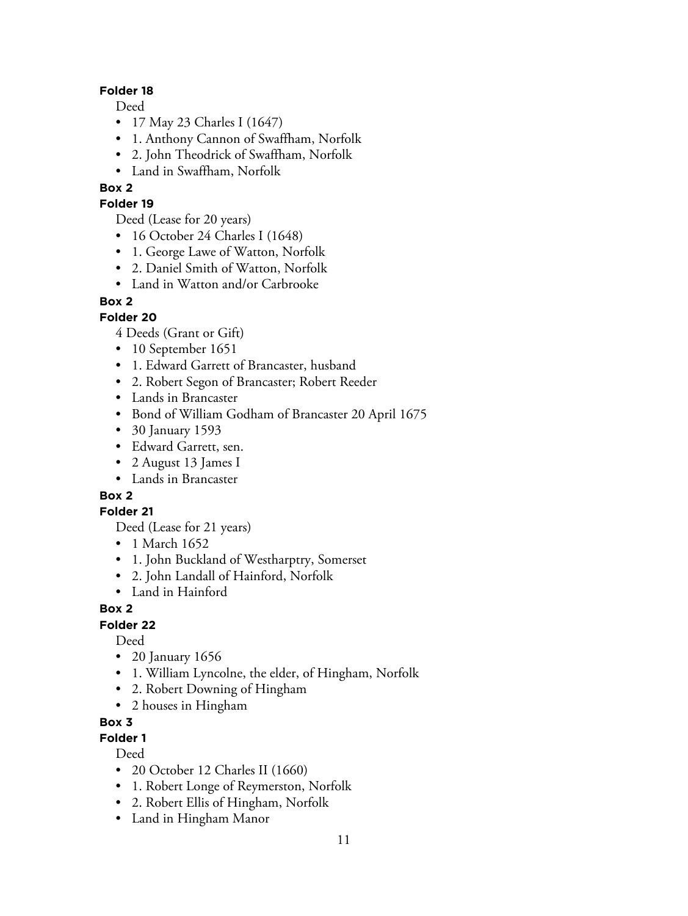**Folder 18**

Deed

- 17 May 23 Charles I (1647)
- 1. Anthony Cannon of Swaffham, Norfolk
- 2. John Theodrick of Swaffham, Norfolk
- Land in Swaffham, Norfolk

**Box 2**

**Folder 19**

Deed (Lease for 20 years)

- 16 October 24 Charles I (1648)
- 1. George Lawe of Watton, Norfolk
- 2. Daniel Smith of Watton, Norfolk
- Land in Watton and/or Carbrooke

**Box 2**

**Folder 20**

4 Deeds (Grant or Gift)

- 10 September 1651
- 1. Edward Garrett of Brancaster, husband
- 2. Robert Segon of Brancaster; Robert Reeder
- Lands in Brancaster
- Bond of William Godham of Brancaster 20 April 1675
- 30 January 1593
- Edward Garrett, sen.
- 2 August 13 James I
- Lands in Brancaster

**Box 2**

**Folder 21**

Deed (Lease for 21 years)

- 1 March 1652
- 1. John Buckland of Westharptry, Somerset
- 2. John Landall of Hainford, Norfolk
- Land in Hainford

**Box 2**

**Folder 22**

Deed

- 20 January 1656
- 1. William Lyncolne, the elder, of Hingham, Norfolk
- 2. Robert Downing of Hingham
- 2 houses in Hingham

**Box 3**

**Folder 1**

Deed

- 20 October 12 Charles II (1660)
- 1. Robert Longe of Reymerston, Norfolk
- 2. Robert Ellis of Hingham, Norfolk
- Land in Hingham Manor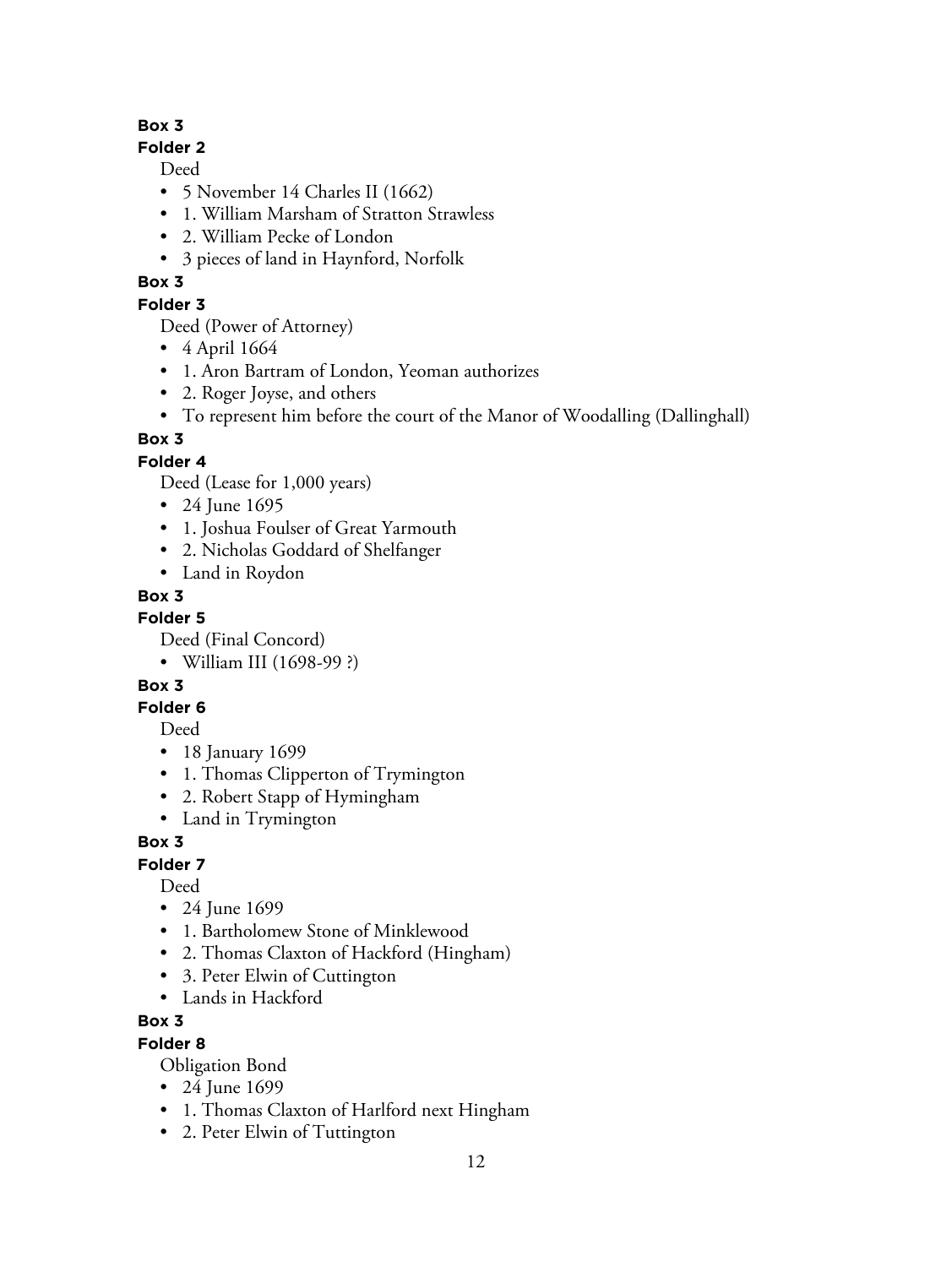**Box 3**

**Folder 2**

Deed

- 5 November 14 Charles II (1662)
- 1. William Marsham of Stratton Strawless
- 2. William Pecke of London
- 3 pieces of land in Haynford, Norfolk

**Box 3**

**Folder 3**

Deed (Power of Attorney)

- 4 April 1664
- 1. Aron Bartram of London, Yeoman authorizes
- 2. Roger Joyse, and others
- To represent him before the court of the Manor of Woodalling (Dallinghall)

**Box 3**

**Folder 4**

Deed (Lease for 1,000 years)

- 24 June 1695
- 1. Joshua Foulser of Great Yarmouth
- 2. Nicholas Goddard of Shelfanger
- Land in Roydon

**Box 3**

**Folder 5**

Deed (Final Concord)

- William III (1698-99 ?)

**Box 3**

**Folder 6**

Deed

- 18 January 1699
- 1. Thomas Clipperton of Trymington
- 2. Robert Stapp of Hymingham
- Land in Trymington

**Box 3**

**Folder 7**

Deed

- 24 June 1699
- 1. Bartholomew Stone of Minklewood
- 2. Thomas Claxton of Hackford (Hingham)
- 3. Peter Elwin of Cuttington
- Lands in Hackford

**Box 3**

**Folder 8**

Obligation Bond

- 24 June 1699
- 1. Thomas Claxton of Harlford next Hingham
- 2. Peter Elwin of Tuttington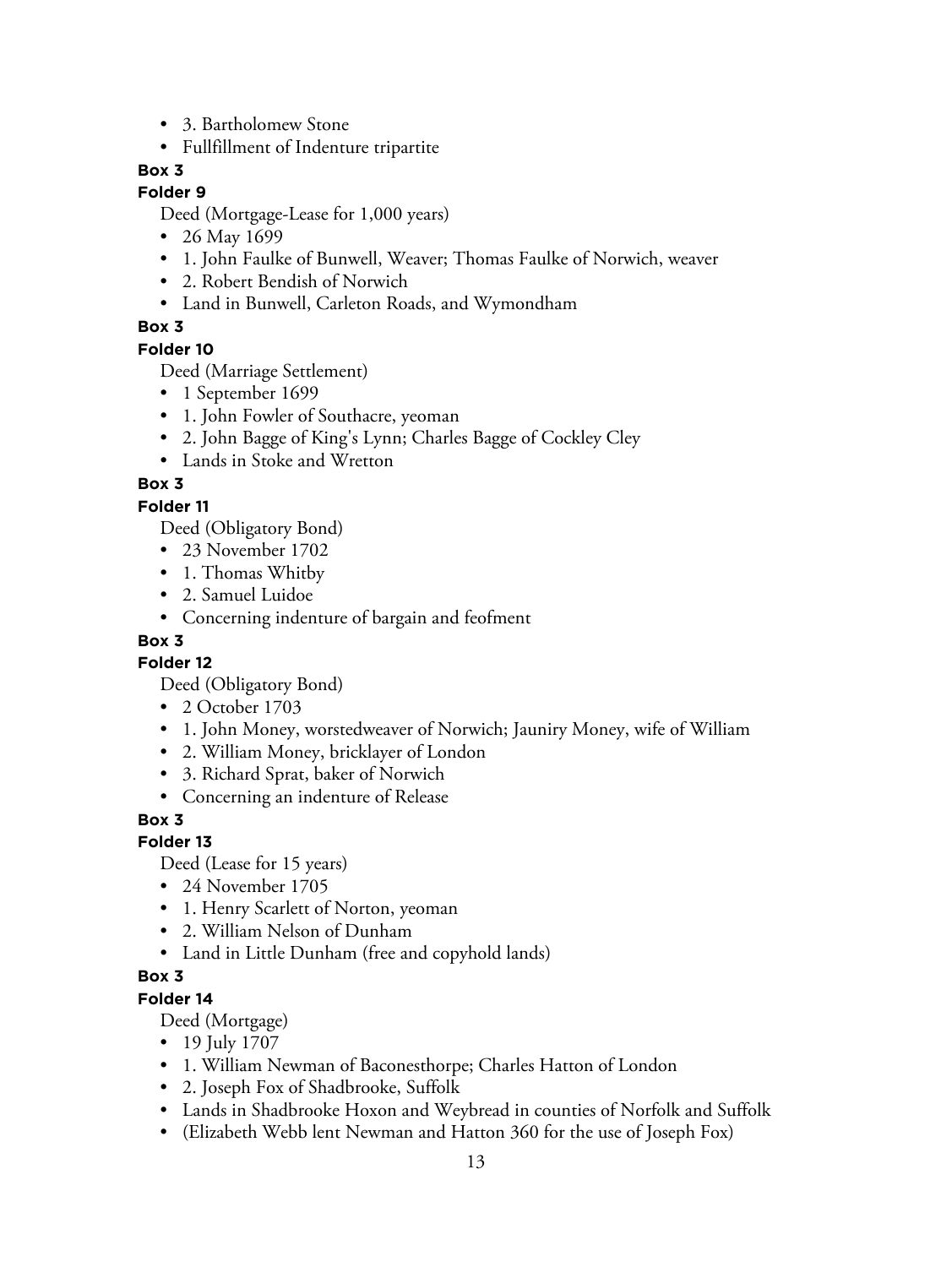- 3. Bartholomew Stone
- Fullfillment of Indenture tripartite

**Box 3**

**Folder 9**

Deed (Mortgage-Lease for 1,000 years)

- 26 May 1699
- 1. John Faulke of Bunwell, Weaver; Thomas Faulke of Norwich, weaver
- 2. Robert Bendish of Norwich
- Land in Bunwell, Carleton Roads, and Wymondham

**Box 3**

**Folder 10**

Deed (Marriage Settlement)

- 1 September 1699
- 1. John Fowler of Southacre, yeoman
- 2. John Bagge of King's Lynn; Charles Bagge of Cockley Cley
- Lands in Stoke and Wretton

**Box 3**

**Folder 11**

Deed (Obligatory Bond)

- 23 November 1702
- 1. Thomas Whitby
- 2. Samuel Luidoe
- Concerning indenture of bargain and feofment

**Box 3**

**Folder 12**

Deed (Obligatory Bond)

- 2 October 1703
- 1. John Money, worstedweaver of Norwich; Jauniry Money, wife of William
- 2. William Money, bricklayer of London
- 3. Richard Sprat, baker of Norwich
- Concerning an indenture of Release

**Box 3**

**Folder 13**

Deed (Lease for 15 years)

- 24 November 1705
- 1. Henry Scarlett of Norton, yeoman
- 2. William Nelson of Dunham
- Land in Little Dunham (free and copyhold lands)

**Box 3**

**Folder 14**

Deed (Mortgage)

- 19 July 1707
- 1. William Newman of Baconesthorpe; Charles Hatton of London
- 2. Joseph Fox of Shadbrooke, Suffolk
- Lands in Shadbrooke Hoxon and Weybread in counties of Norfolk and Suffolk
- (Elizabeth Webb lent Newman and Hatton 360 for the use of Joseph Fox)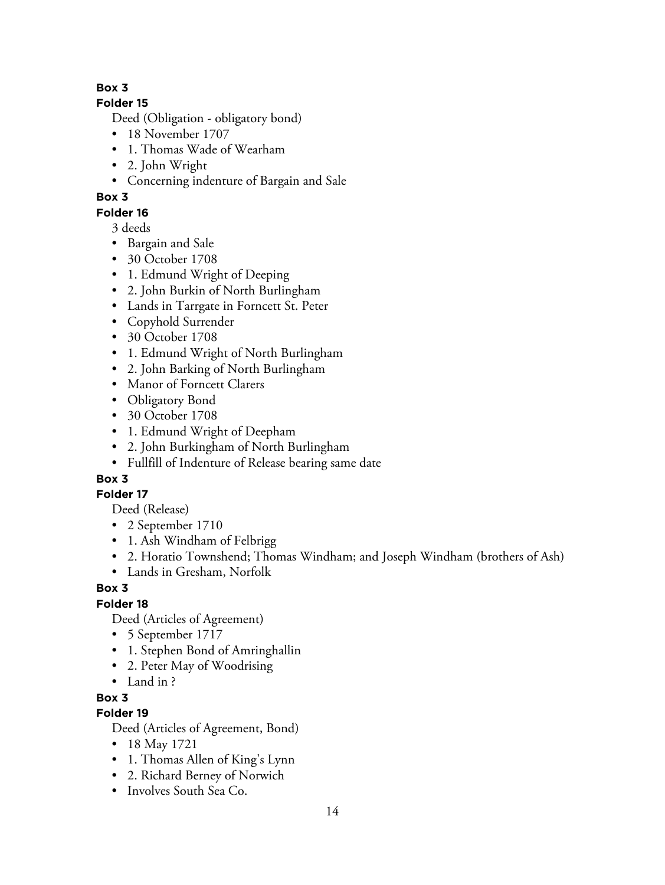**Box 3**

**Folder 15**

Deed (Obligation - obligatory bond)

- 18 November 1707
- 1. Thomas Wade of Wearham
- 2. John Wright
- Concerning indenture of Bargain and Sale

**Box 3**

**Folder 16**

3 deeds

- Bargain and Sale
- 30 October 1708
- 1. Edmund Wright of Deeping
- 2. John Burkin of North Burlingham
- Lands in Tarrgate in Forncett St. Peter
- Copyhold Surrender
- 30 October 1708
- 1. Edmund Wright of North Burlingham
- 2. John Barking of North Burlingham
- Manor of Forncett Clarers
- Obligatory Bond
- 30 October 1708
- 1. Edmund Wright of Deepham
- 2. John Burkingham of North Burlingham
- Fullfill of Indenture of Release bearing same date

**Box 3**

**Folder 17**

Deed (Release)

- 2 September 1710
- 1. Ash Windham of Felbrigg
- 2. Horatio Townshend; Thomas Windham; and Joseph Windham (brothers of Ash)
- Lands in Gresham, Norfolk

**Box 3**

**Folder 18**

Deed (Articles of Agreement)

- 5 September 1717
- 1. Stephen Bond of Amringhallin
- 2. Peter May of Woodrising
- Land in ?

**Box 3**

**Folder 19**

Deed (Articles of Agreement, Bond)

- 18 May 1721
- 1. Thomas Allen of King's Lynn
- 2. Richard Berney of Norwich
- Involves South Sea Co.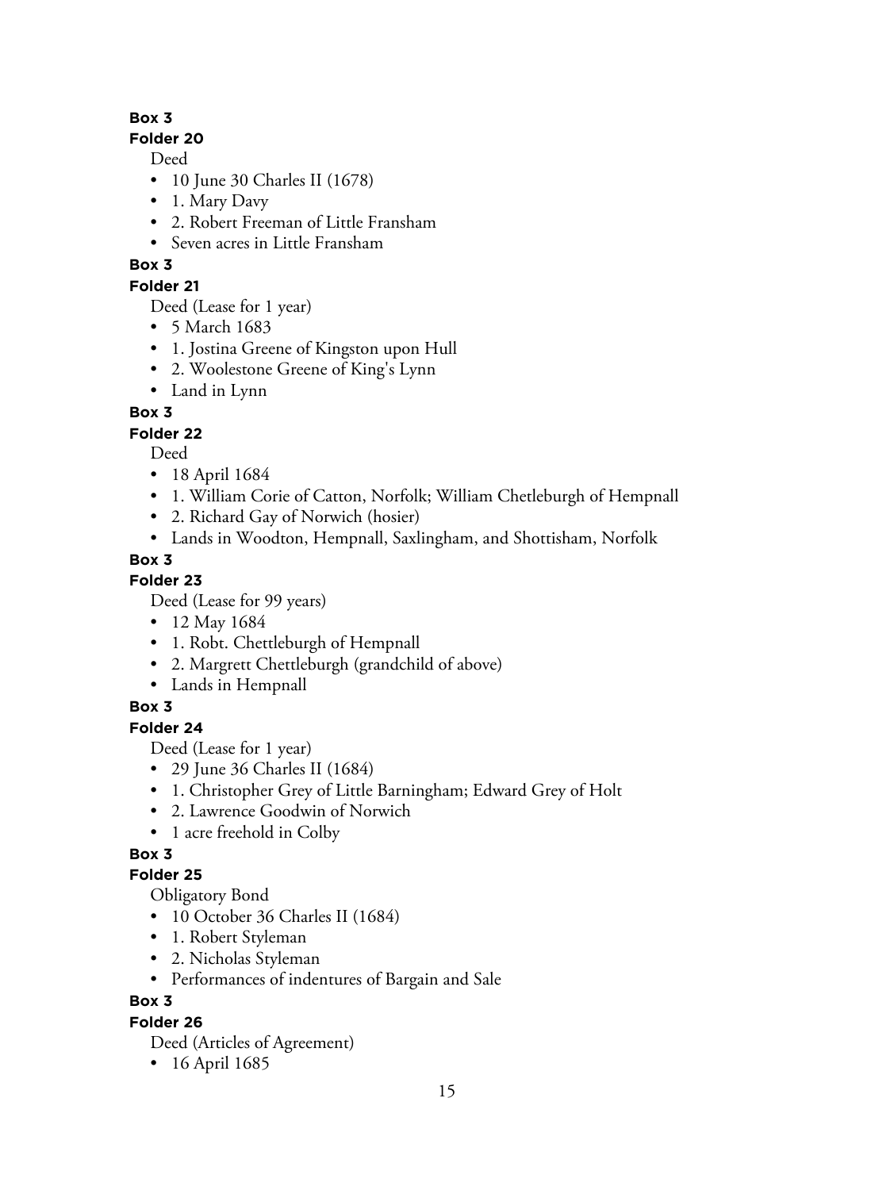**Box 3**

**Folder 20**

Deed

- 10 June 30 Charles II (1678)
- 1. Mary Davy
- 2. Robert Freeman of Little Fransham
- Seven acres in Little Fransham

**Box 3**

**Folder 21**

Deed (Lease for 1 year)

- 5 March 1683
- 1. Jostina Greene of Kingston upon Hull
- 2. Woolestone Greene of King's Lynn
- Land in Lynn

**Box 3**

**Folder 22**

Deed

- 18 April 1684
- 1. William Corie of Catton, Norfolk; William Chetleburgh of Hempnall
- 2. Richard Gay of Norwich (hosier)
- Lands in Woodton, Hempnall, Saxlingham, and Shottisham, Norfolk

**Box 3**

**Folder 23**

Deed (Lease for 99 years)

- 12 May 1684
- 1. Robt. Chettleburgh of Hempnall
- 2. Margrett Chettleburgh (grandchild of above)
- Lands in Hempnall

**Box 3**

**Folder 24**

Deed (Lease for 1 year)

- 29 June 36 Charles II (1684)
- 1. Christopher Grey of Little Barningham; Edward Grey of Holt
- 2. Lawrence Goodwin of Norwich
- 1 acre freehold in Colby

**Box 3**

**Folder 25**

Obligatory Bond

- 10 October 36 Charles II (1684)
- 1. Robert Styleman
- 2. Nicholas Styleman
- Performances of indentures of Bargain and Sale

**Box 3**

**Folder 26**

Deed (Articles of Agreement)

- 16 April 1685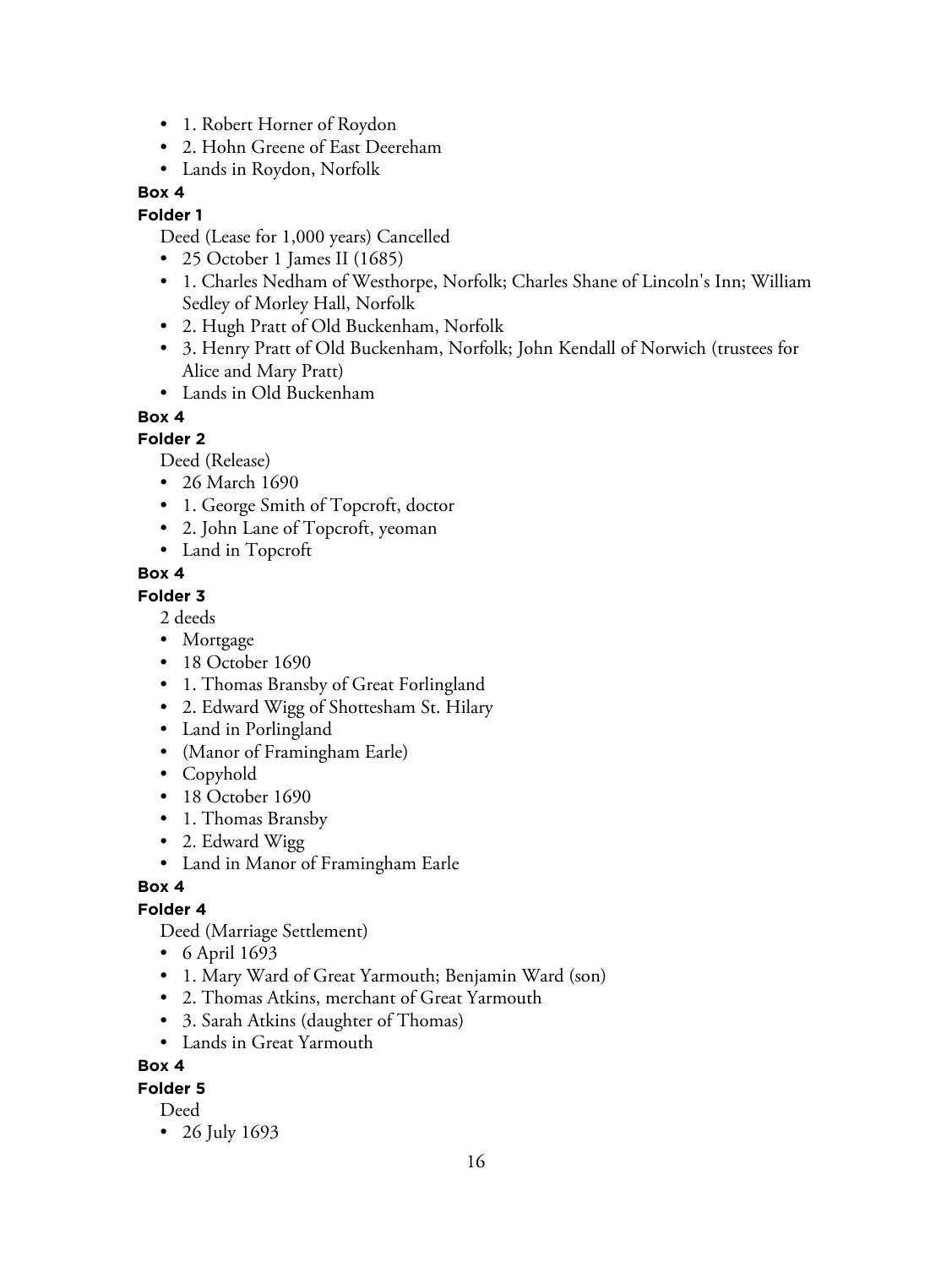- 1. Robert Horner of Roydon
- 2. Hohn Greene of East Deereham
- Lands in Roydon, Norfolk

**Box 4**

**Folder 1**

Deed (Lease for 1,000 years) Cancelled

- 25 October 1 James II (1685)
- 1. Charles Nedham of Westhorpe, Norfolk; Charles Shane of Lincoln's Inn; William Sedley of Morley Hall, Norfolk
- 2. Hugh Pratt of Old Buckenham, Norfolk
- 3. Henry Pratt of Old Buckenham, Norfolk; John Kendall of Norwich (trustees for Alice and Mary Pratt)
- Lands in Old Buckenham

**Box 4**

**Folder 2**

Deed (Release)

- 26 March 1690
- 1. George Smith of Topcroft, doctor
- 2. John Lane of Topcroft, yeoman
- Land in Topcroft

**Box 4**

**Folder 3**

2 deeds

- Mortgage
- 18 October 1690
- 1. Thomas Bransby of Great Forlingland
- 2. Edward Wigg of Shottesham St. Hilary
- Land in Porlingland
- (Manor of Framingham Earle)
- Copyhold
- 18 October 1690
- 1. Thomas Bransby
- 2. Edward Wigg
- Land in Manor of Framingham Earle

**Box 4**

**Folder 4**

Deed (Marriage Settlement)

- 6 April 1693
- 1. Mary Ward of Great Yarmouth; Benjamin Ward (son)
- 2. Thomas Atkins, merchant of Great Yarmouth
- 3. Sarah Atkins (daughter of Thomas)
- Lands in Great Yarmouth

**Box 4**

**Folder 5**

Deed

- 26 July 1693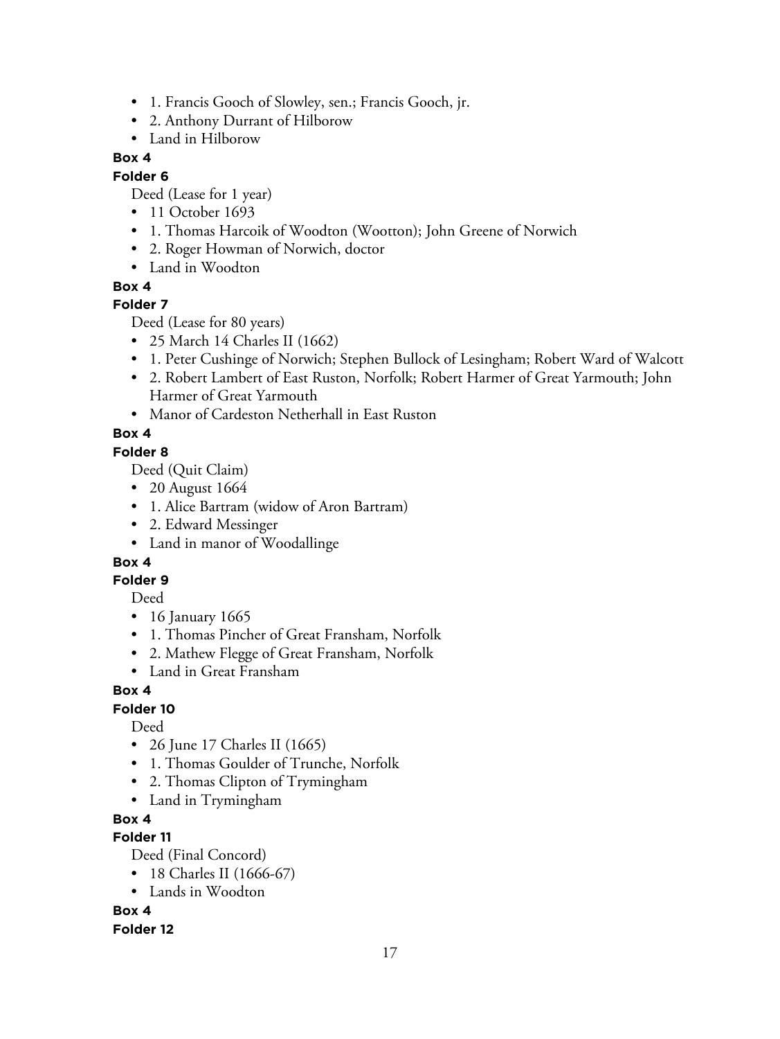- 1. Francis Gooch of Slowley, sen.; Francis Gooch, jr.
- 2. Anthony Durrant of Hilborow
- Land in Hilborow

**Box 4**

**Folder 6**

Deed (Lease for 1 year)

- 11 October 1693
- 1. Thomas Harcoik of Woodton (Wootton); John Greene of Norwich
- 2. Roger Howman of Norwich, doctor
- Land in Woodton

**Box 4**

**Folder 7**

Deed (Lease for 80 years)

- 25 March 14 Charles II (1662)
- 1. Peter Cushinge of Norwich; Stephen Bullock of Lesingham; Robert Ward of Walcott
- 2. Robert Lambert of East Ruston, Norfolk; Robert Harmer of Great Yarmouth; John Harmer of Great Yarmouth
- Manor of Cardeston Netherhall in East Ruston

**Box 4**

**Folder 8**

Deed (Quit Claim)

- 20 August 1664
- 1. Alice Bartram (widow of Aron Bartram)
- 2. Edward Messinger
- Land in manor of Woodallinge

**Box 4**

**Folder 9**

Deed

- 16 January 1665
- 1. Thomas Pincher of Great Fransham, Norfolk
- 2. Mathew Flegge of Great Fransham, Norfolk
- Land in Great Fransham

**Box 4**

**Folder 10**

Deed

- 26 June 17 Charles II (1665)
- 1. Thomas Goulder of Trunche, Norfolk
- 2. Thomas Clipton of Trymingham
- Land in Trymingham

**Box 4**

**Folder 11**

Deed (Final Concord)

- 18 Charles II (1666-67)
- Lands in Woodton

**Box 4**

**Folder 12**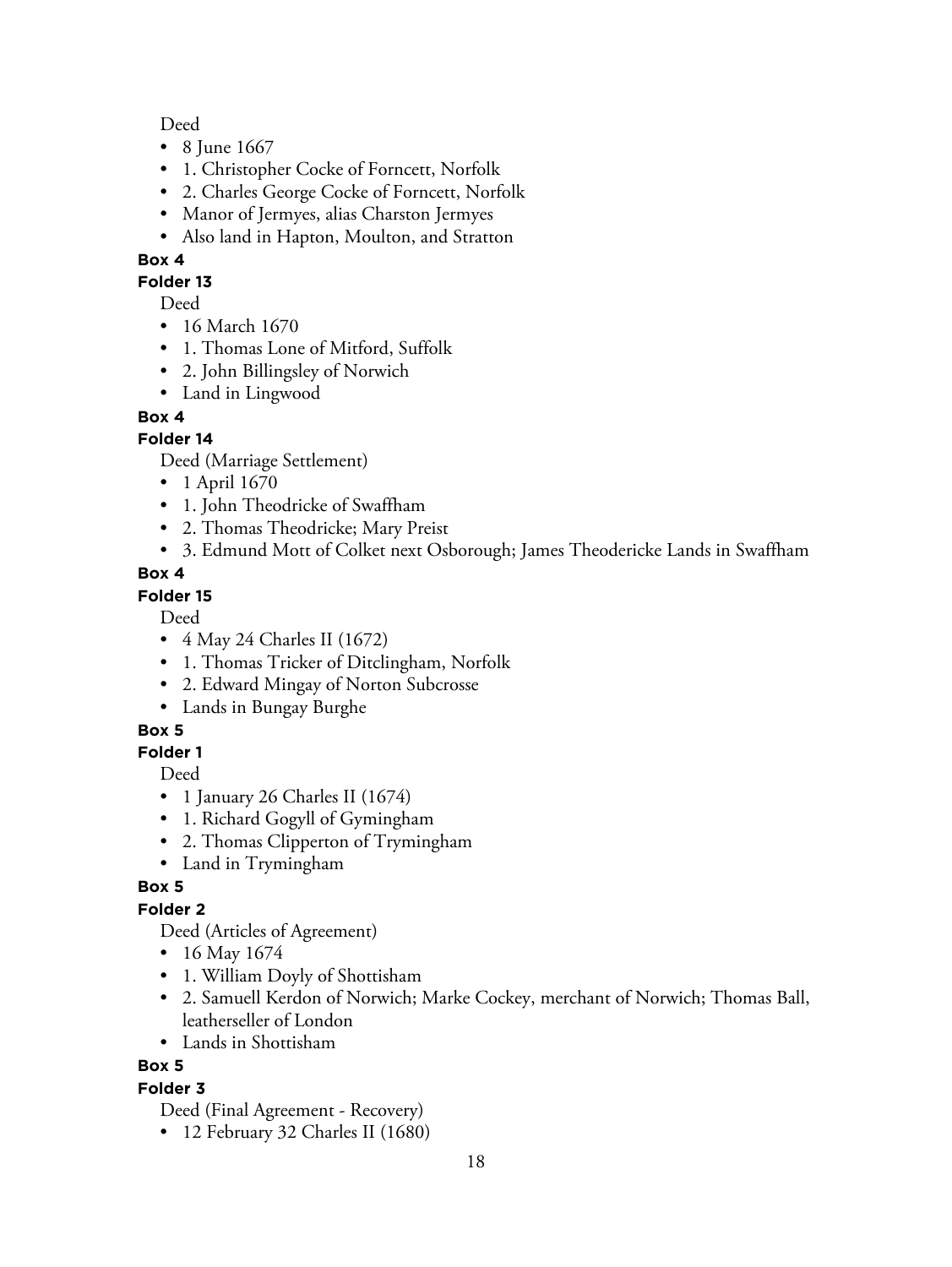Deed

- 8 June 1667
- 1. Christopher Cocke of Forncett, Norfolk
- 2. Charles George Cocke of Forncett, Norfolk
- Manor of Jermyes, alias Charston Jermyes
- Also land in Hapton, Moulton, and Stratton

**Box 4**

**Folder 13**

Deed

- 16 March 1670
- 1. Thomas Lone of Mitford, Suffolk
- 2. John Billingsley of Norwich
- Land in Lingwood

**Box 4**

**Folder 14**

Deed (Marriage Settlement)

- 1 April 1670
- 1. John Theodricke of Swaffham
- 2. Thomas Theodricke; Mary Preist
- 3. Edmund Mott of Colket next Osborough; James Theodericke Lands in Swaffham

**Box 4**

**Folder 15**

Deed

- 4 May 24 Charles II (1672)
- 1. Thomas Tricker of Ditclingham, Norfolk
- 2. Edward Mingay of Norton Subcrosse
- Lands in Bungay Burghe

**Box 5**

**Folder 1**

Deed

- 1 January 26 Charles II (1674)
- 1. Richard Gogyll of Gymingham
- 2. Thomas Clipperton of Trymingham
- Land in Trymingham

**Box 5**

**Folder 2**

Deed (Articles of Agreement)

- 16 May 1674
- 1. William Doyly of Shottisham
- 2. Samuell Kerdon of Norwich; Marke Cockey, merchant of Norwich; Thomas Ball, leatherseller of London
- Lands in Shottisham

**Box 5**

**Folder 3**

Deed (Final Agreement - Recovery)

- 12 February 32 Charles II (1680)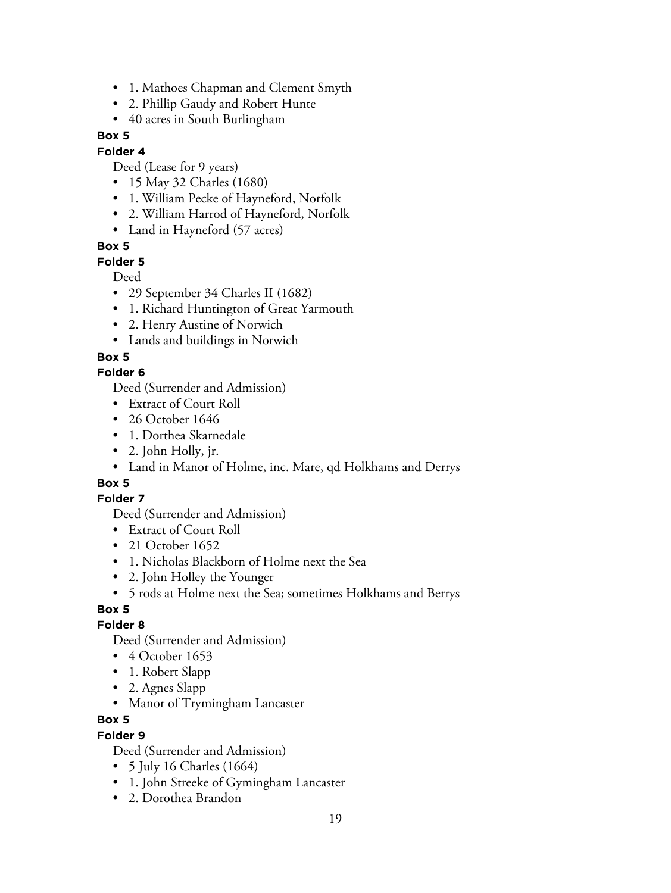- 1. Mathoes Chapman and Clement Smyth
- 2. Phillip Gaudy and Robert Hunte
- 40 acres in South Burlingham

**Box 5**

**Folder 4**

Deed (Lease for 9 years)

- 15 May 32 Charles (1680)
- 1. William Pecke of Hayneford, Norfolk
- 2. William Harrod of Hayneford, Norfolk
- Land in Hayneford (57 acres)

**Box 5**

**Folder 5**

Deed

- 29 September 34 Charles II (1682)
- 1. Richard Huntington of Great Yarmouth
- 2. Henry Austine of Norwich
- Lands and buildings in Norwich

**Box 5**

**Folder 6**

Deed (Surrender and Admission)

- Extract of Court Roll
- 26 October 1646
- 1. Dorthea Skarnedale
- 2. John Holly, jr.
- Land in Manor of Holme, inc. Mare, qd Holkhams and Derrys

**Box 5**

**Folder 7**

Deed (Surrender and Admission)

- Extract of Court Roll
- 21 October 1652
- 1. Nicholas Blackborn of Holme next the Sea
- 2. John Holley the Younger
- 5 rods at Holme next the Sea; sometimes Holkhams and Berrys

**Box 5**

**Folder 8**

Deed (Surrender and Admission)

- 4 October 1653
- 1. Robert Slapp
- 2. Agnes Slapp
- Manor of Trymingham Lancaster

**Box 5**

**Folder 9**

Deed (Surrender and Admission)

- 5 July 16 Charles (1664)
- 1. John Streeke of Gymingham Lancaster
- 2. Dorothea Brandon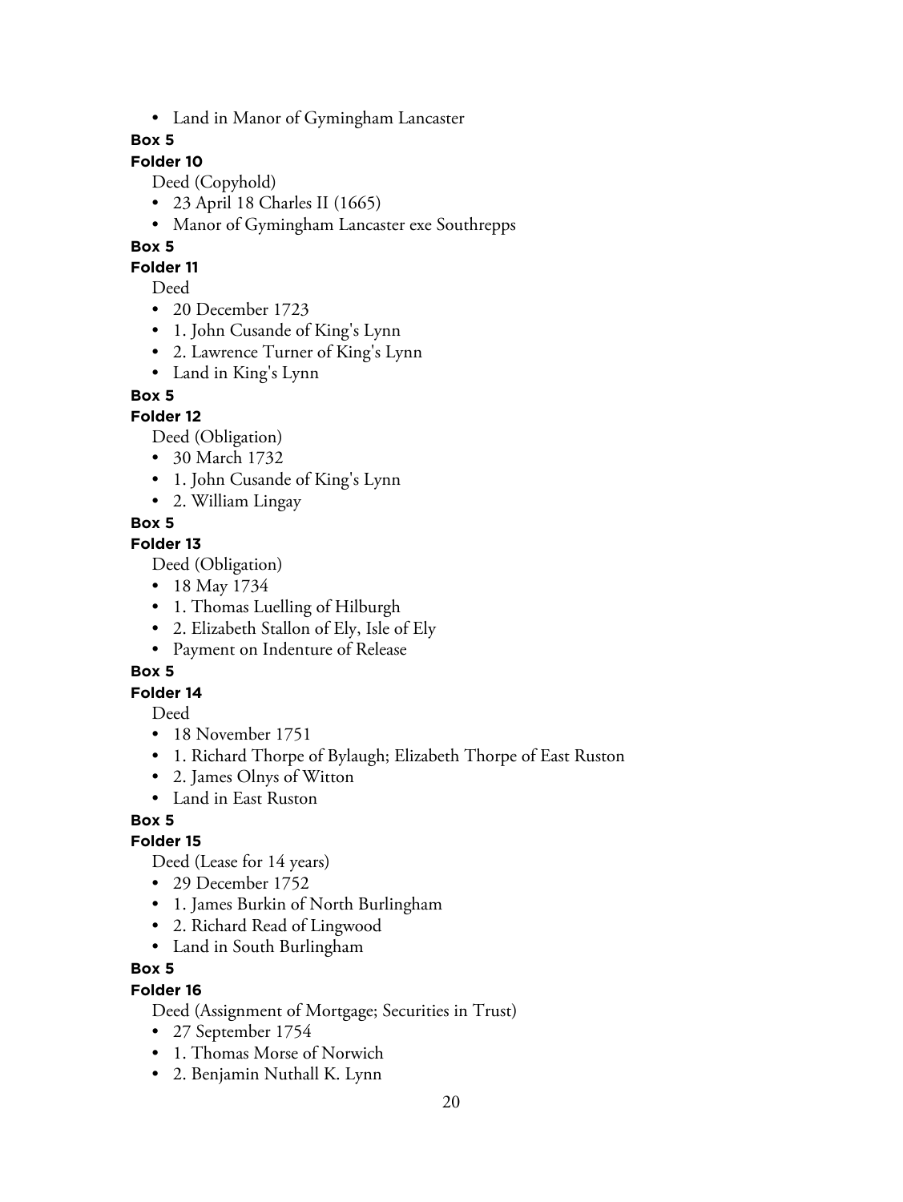- Land in Manor of Gymingham Lancaster

**Box 5**

**Folder 10**

Deed (Copyhold)

- 23 April 18 Charles II (1665)
- Manor of Gymingham Lancaster exe Southrepps

**Box 5**

**Folder 11**

Deed

- 20 December 1723
- 1. John Cusande of King's Lynn
- 2. Lawrence Turner of King's Lynn
- Land in King's Lynn

**Box 5**

**Folder 12**

Deed (Obligation)

- 30 March 1732
- 1. John Cusande of King's Lynn
- 2. William Lingay

**Box 5**

**Folder 13**

Deed (Obligation)

- 18 May 1734
- 1. Thomas Luelling of Hilburgh
- 2. Elizabeth Stallon of Ely, Isle of Ely
- Payment on Indenture of Release

**Box 5**

**Folder 14**

Deed

- 18 November 1751
- 1. Richard Thorpe of Bylaugh; Elizabeth Thorpe of East Ruston
- 2. James Olnys of Witton
- Land in East Ruston

**Box 5**

**Folder 15**

Deed (Lease for 14 years)

- 29 December 1752
- 1. James Burkin of North Burlingham
- 2. Richard Read of Lingwood
- Land in South Burlingham

**Box 5**

**Folder 16**

Deed (Assignment of Mortgage; Securities in Trust)

- 27 September 1754
- 1. Thomas Morse of Norwich
- 2. Benjamin Nuthall K. Lynn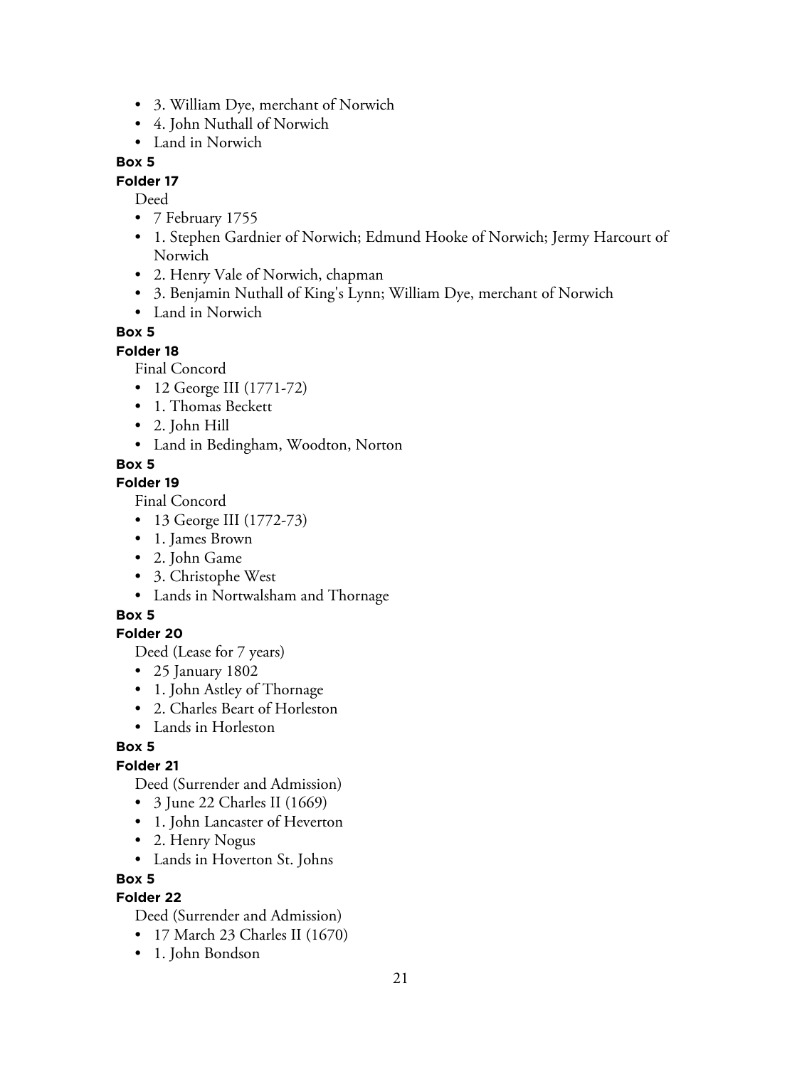- 3. William Dye, merchant of Norwich
- 4. John Nuthall of Norwich
- Land in Norwich

**Box 5**

**Folder 17**

Deed

- 7 February 1755
- 1. Stephen Gardnier of Norwich; Edmund Hooke of Norwich; Jermy Harcourt of Norwich
- 2. Henry Vale of Norwich, chapman
- 3. Benjamin Nuthall of King's Lynn; William Dye, merchant of Norwich
- Land in Norwich

**Box 5**

**Folder 18**

Final Concord

- 12 George III (1771-72)
- 1. Thomas Beckett
- 2. John Hill
- Land in Bedingham, Woodton, Norton

**Box 5**

**Folder 19**

Final Concord

- 13 George III (1772-73)
- 1. James Brown
- 2. John Game
- 3. Christophe West
- Lands in Nortwalsham and Thornage

**Box 5**

**Folder 20**

Deed (Lease for 7 years)

- 25 January 1802
- 1. John Astley of Thornage
- 2. Charles Beart of Horleston
- Lands in Horleston

**Box 5**

**Folder 21**

Deed (Surrender and Admission)

- 3 June 22 Charles II (1669)
- 1. John Lancaster of Heverton
- 2. Henry Nogus
- Lands in Hoverton St. Johns

**Box 5**

**Folder 22**

Deed (Surrender and Admission)

- 17 March 23 Charles II (1670)
- 1. John Bondson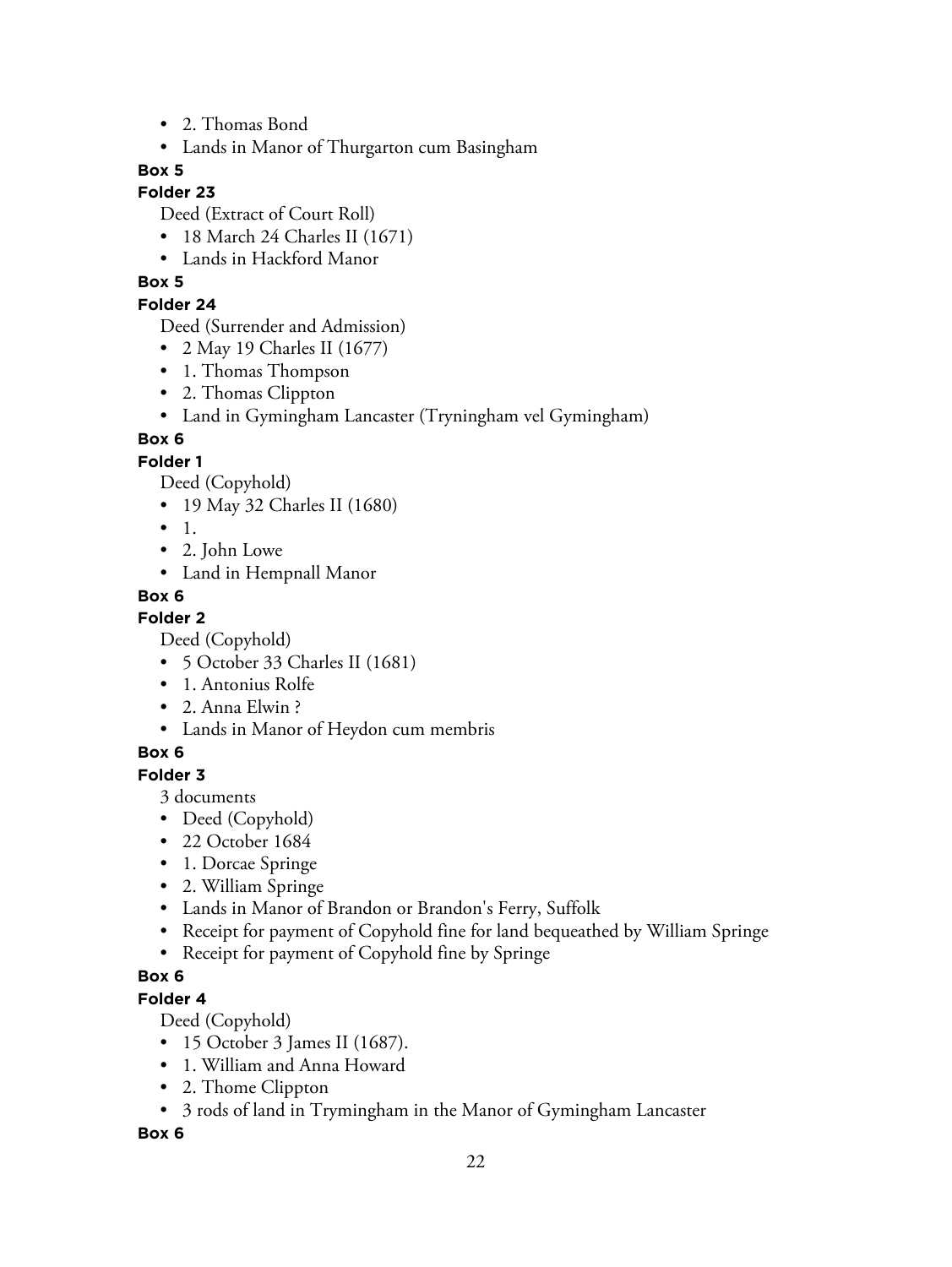- 2. Thomas Bond
- Lands in Manor of Thurgarton cum Basingham

**Box 5**

**Folder 23**

Deed (Extract of Court Roll)

- 18 March 24 Charles II (1671)
- Lands in Hackford Manor

**Box 5**

**Folder 24**

Deed (Surrender and Admission)

- 2 May 19 Charles II (1677)
- 1. Thomas Thompson
- 2. Thomas Clippton
- Land in Gymingham Lancaster (Tryningham vel Gymingham)

**Box 6**

**Folder 1**

Deed (Copyhold)

- 19 May 32 Charles II (1680)
- 1.
- 2. John Lowe
- Land in Hempnall Manor

**Box 6**

**Folder 2**

Deed (Copyhold)

- 5 October 33 Charles II (1681)
- 1. Antonius Rolfe
- 2. Anna Elwin ?
- Lands in Manor of Heydon cum membris

**Box 6**

**Folder 3**

3 documents

- Deed (Copyhold)
- 22 October 1684
- 1. Dorcae Springe
- 2. William Springe
- Lands in Manor of Brandon or Brandon's Ferry, Suffolk
- Receipt for payment of Copyhold fine for land bequeathed by William Springe
- Receipt for payment of Copyhold fine by Springe

**Box 6**

**Folder 4**

Deed (Copyhold)

- 15 October 3 James II (1687).
- 1. William and Anna Howard
- 2. Thome Clippton
- 3 rods of land in Trymingham in the Manor of Gymingham Lancaster

**Box 6**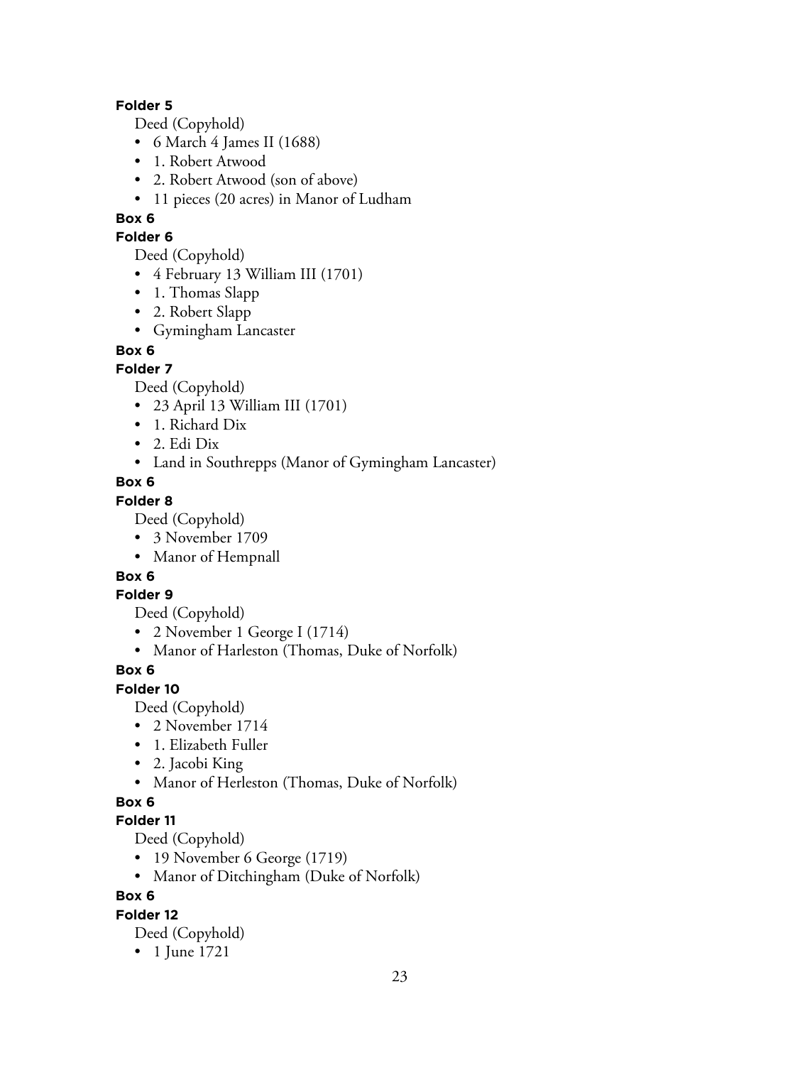**Folder 5**

Deed (Copyhold)

- 6 March 4 James II (1688)
- 1. Robert Atwood
- 2. Robert Atwood (son of above)
- 11 pieces (20 acres) in Manor of Ludham

**Box 6**

**Folder 6**

Deed (Copyhold)

- 4 February 13 William III (1701)
- 1. Thomas Slapp
- 2. Robert Slapp
- Gymingham Lancaster

**Box 6**

**Folder 7**

Deed (Copyhold)

- 23 April 13 William III (1701)
- 1. Richard Dix
- 2. Edi Dix
- Land in Southrepps (Manor of Gymingham Lancaster)

**Box 6**

**Folder 8**

Deed (Copyhold)

- 3 November 1709
- Manor of Hempnall

**Box 6**

**Folder 9**

Deed (Copyhold)

- 2 November 1 George I (1714)
- Manor of Harleston (Thomas, Duke of Norfolk)

**Box 6**

**Folder 10**

Deed (Copyhold)

- 2 November 1714
- 1. Elizabeth Fuller
- 2. Jacobi King
- Manor of Herleston (Thomas, Duke of Norfolk)

**Box 6**

**Folder 11**

Deed (Copyhold)

- 19 November 6 George (1719)
- Manor of Ditchingham (Duke of Norfolk)

**Box 6**

**Folder 12**

Deed (Copyhold)

- 1 June 1721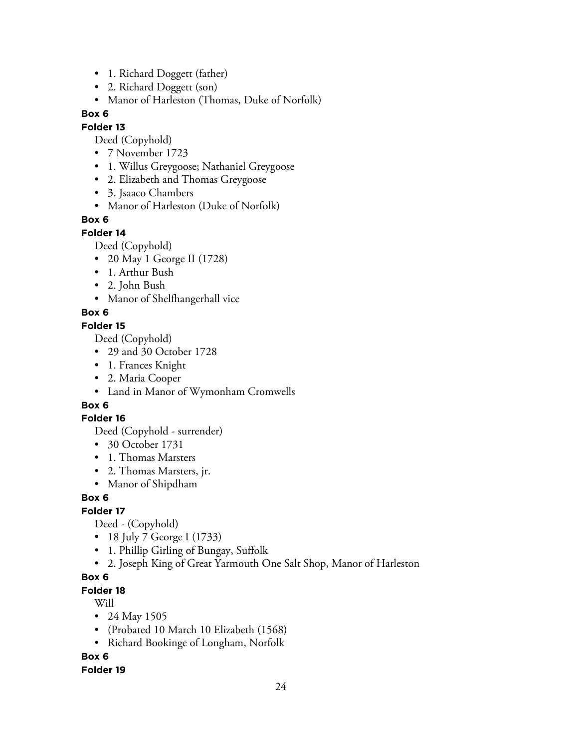- 1. Richard Doggett (father)
- 2. Richard Doggett (son)
- Manor of Harleston (Thomas, Duke of Norfolk)

**Box 6**

**Folder 13**

Deed (Copyhold)

- 7 November 1723
- 1. Willus Greygoose; Nathaniel Greygoose
- 2. Elizabeth and Thomas Greygoose
- 3. Jsaaco Chambers
- Manor of Harleston (Duke of Norfolk)

**Box 6**

**Folder 14**

Deed (Copyhold)

- 20 May 1 George II (1728)
- 1. Arthur Bush
- 2. John Bush
- Manor of Shelfhangerhall vice

**Box 6**

**Folder 15**

Deed (Copyhold)

- 29 and 30 October 1728
- 1. Frances Knight
- 2. Maria Cooper
- Land in Manor of Wymonham Cromwells

**Box 6**

**Folder 16**

Deed (Copyhold - surrender)

- 30 October 1731
- 1. Thomas Marsters
- 2. Thomas Marsters, jr.
- Manor of Shipdham

**Box 6**

**Folder 17**

Deed - (Copyhold)

- 18 July 7 George I (1733)
- 1. Phillip Girling of Bungay, Suffolk
- 2. Joseph King of Great Yarmouth One Salt Shop, Manor of Harleston

**Box 6**

**Folder 18**

Will

- 24 May 1505
- (Probated 10 March 10 Elizabeth (1568)
- Richard Bookinge of Longham, Norfolk

**Box 6**

**Folder 19**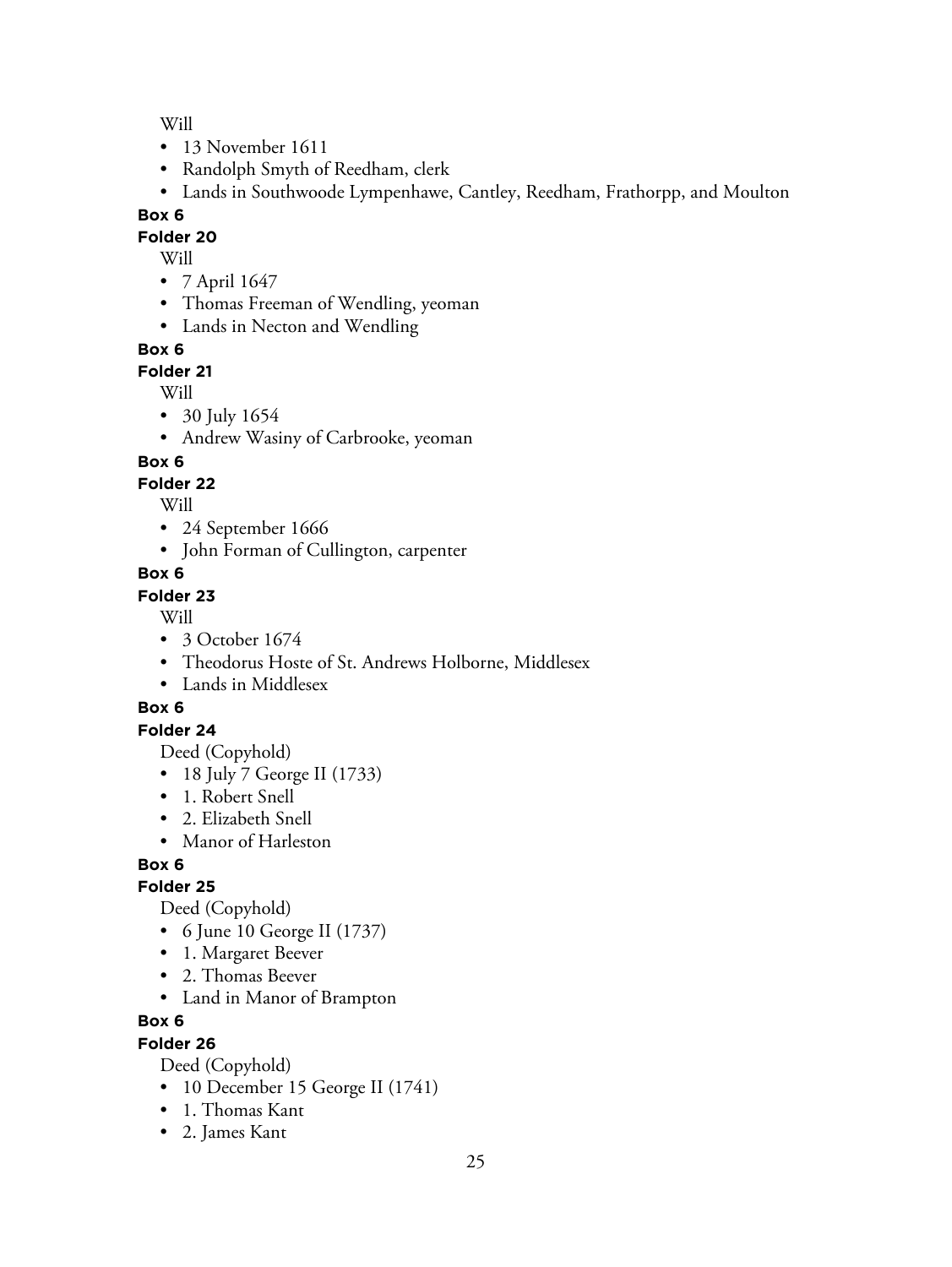Will

- 13 November 1611
- Randolph Smyth of Reedham, clerk
- Lands in Southwoode Lympenhawe, Cantley, Reedham, Frathorpp, and Moulton

**Box 6**

**Folder 20**

Will

- 7 April 1647
- Thomas Freeman of Wendling, yeoman
- Lands in Necton and Wendling

**Box 6**

**Folder 21**

Will

- 30 July 1654
- Andrew Wasiny of Carbrooke, yeoman

**Box 6**

**Folder 22**

Will

- 24 September 1666
- John Forman of Cullington, carpenter

**Box 6**

**Folder 23**

Will

- 3 October 1674
- Theodorus Hoste of St. Andrews Holborne, Middlesex
- Lands in Middlesex

**Box 6**

**Folder 24**

Deed (Copyhold)

- 18 July 7 George II (1733)
- 1. Robert Snell
- 2. Elizabeth Snell
- Manor of Harleston

**Box 6**

**Folder 25**

Deed (Copyhold)

- 6 June 10 George II (1737)
- 1. Margaret Beever
- 2. Thomas Beever
- Land in Manor of Brampton

**Box 6**

**Folder 26**

Deed (Copyhold)

- 10 December 15 George II (1741)
- 1. Thomas Kant
- 2. James Kant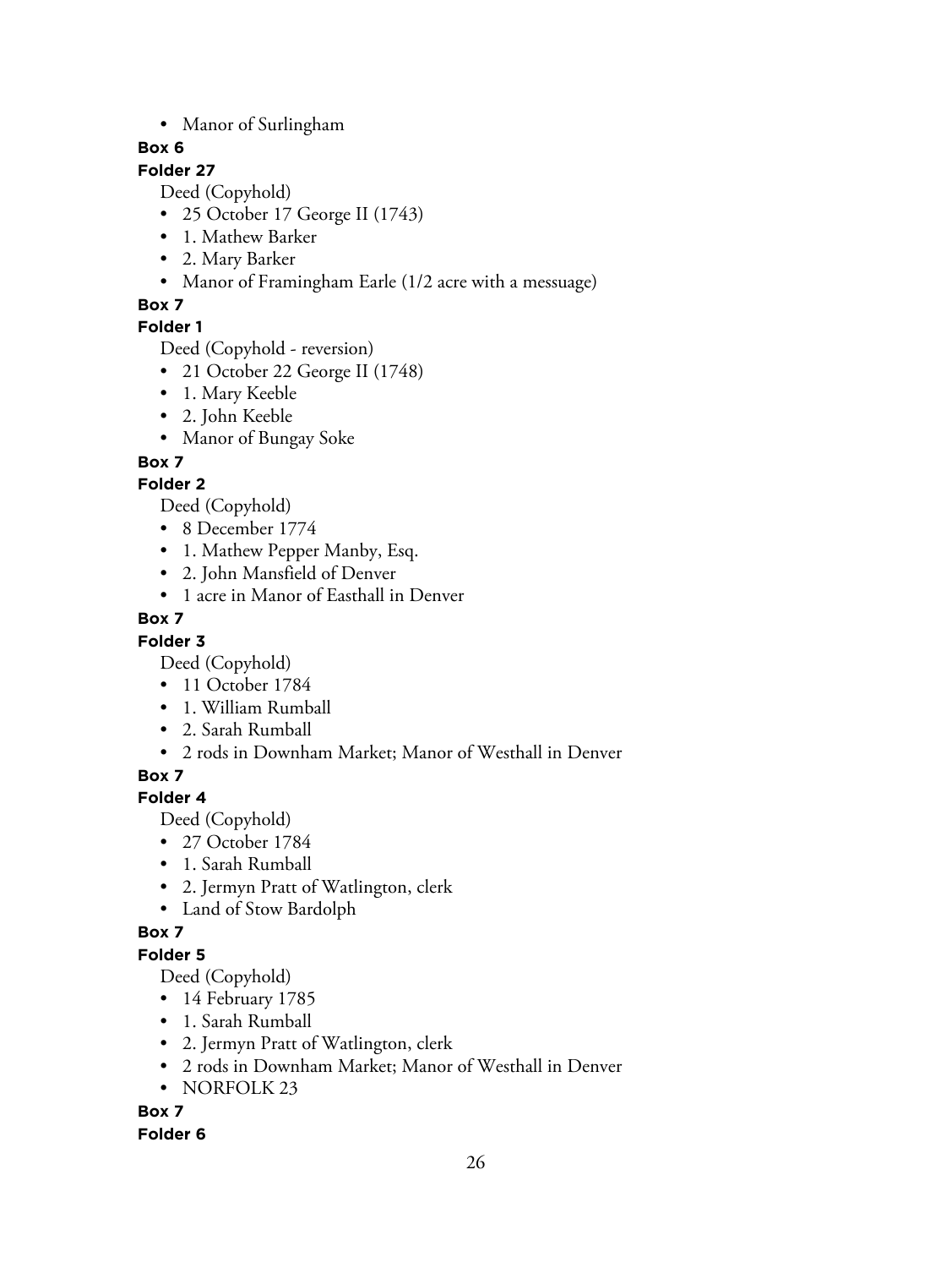- Manor of Surlingham

**Box 6**

**Folder 27**

Deed (Copyhold)

- 25 October 17 George II (1743)
- 1. Mathew Barker
- 2. Mary Barker
- Manor of Framingham Earle (1/2 acre with a messuage)

**Box 7**

**Folder 1**

Deed (Copyhold - reversion)

- 21 October 22 George II (1748)
- 1. Mary Keeble
- 2. John Keeble
- Manor of Bungay Soke

**Box 7**

**Folder 2**

Deed (Copyhold)

- 8 December 1774
- 1. Mathew Pepper Manby, Esq.
- 2. John Mansfield of Denver
- 1 acre in Manor of Easthall in Denver

**Box 7**

**Folder 3**

Deed (Copyhold)

- 11 October 1784
- 1. William Rumball
- 2. Sarah Rumball
- 2 rods in Downham Market; Manor of Westhall in Denver

**Box 7**

**Folder 4**

Deed (Copyhold)

- 27 October 1784
- 1. Sarah Rumball
- 2. Jermyn Pratt of Watlington, clerk
- Land of Stow Bardolph

**Box 7**

**Folder 5**

Deed (Copyhold)

- 14 February 1785
- 1. Sarah Rumball
- 2. Jermyn Pratt of Watlington, clerk
- 2 rods in Downham Market; Manor of Westhall in Denver
- NORFOLK 23

**Box 7**

**Folder 6**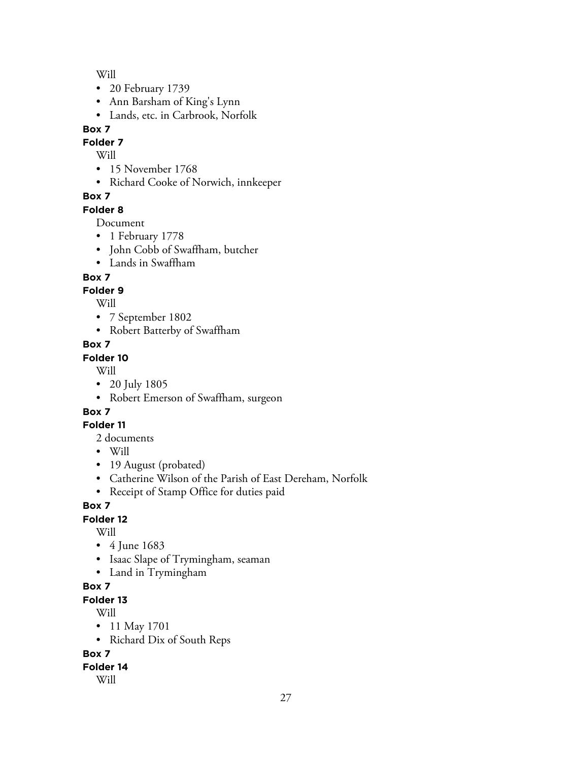Will

- 20 February 1739
- Ann Barsham of King's Lynn
- Lands, etc. in Carbrook, Norfolk

**Box 7**

**Folder 7**

Will

- 15 November 1768
- Richard Cooke of Norwich, innkeeper

**Box 7**

**Folder 8**

Document

- 1 February 1778
- John Cobb of Swaffham, butcher
- Lands in Swaffham

**Box 7**

**Folder 9**

Will

- 7 September 1802
- Robert Batterby of Swaffham

**Box 7**

**Folder 10**

Will

- 20 July 1805
- Robert Emerson of Swaffham, surgeon

**Box 7**

**Folder 11**

2 documents

- Will
- 19 August (probated)
- Catherine Wilson of the Parish of East Dereham, Norfolk
- Receipt of Stamp Office for duties paid

**Box 7**

**Folder 12**

Will

- 4 June 1683
- Isaac Slape of Trymingham, seaman
- Land in Trymingham

**Box 7**

**Folder 13**

Will

- 11 May 1701
- Richard Dix of South Reps

**Box 7**

**Folder 14**

Will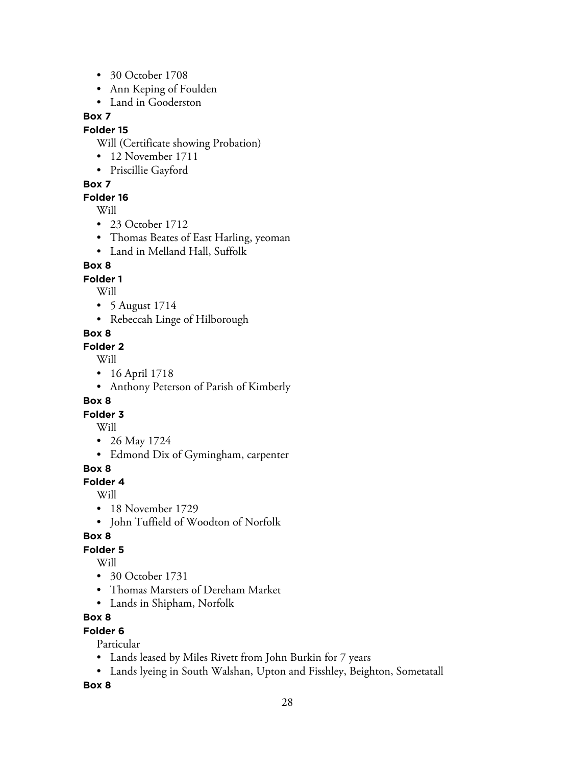- 30 October 1708
- Ann Keping of Foulden
- Land in Gooderston

**Box 7**

**Folder 15**

Will (Certificate showing Probation)

- 12 November 1711
- Priscillie Gayford

**Box 7**

**Folder 16**

Will

- 23 October 1712
- Thomas Beates of East Harling, yeoman
- Land in Melland Hall, Suffolk

**Box 8**

**Folder 1**

Will

- 5 August 1714
- Rebeccah Linge of Hilborough

**Box 8**

**Folder 2**

Will

- 16 April 1718
- Anthony Peterson of Parish of Kimberly

**Box 8**

**Folder 3**

Will

- 26 May 1724
- Edmond Dix of Gymingham, carpenter

**Box 8**

**Folder 4**

Will

- 18 November 1729
- John Tuffield of Woodton of Norfolk

**Box 8**

**Folder 5**

Will

- 30 October 1731
- Thomas Marsters of Dereham Market
- Lands in Shipham, Norfolk

**Box 8**

**Folder 6**

Particular

- Lands leased by Miles Rivett from John Burkin for 7 years
- Lands lyeing in South Walshan, Upton and Fisshley, Beighton, Sometatall

**Box 8**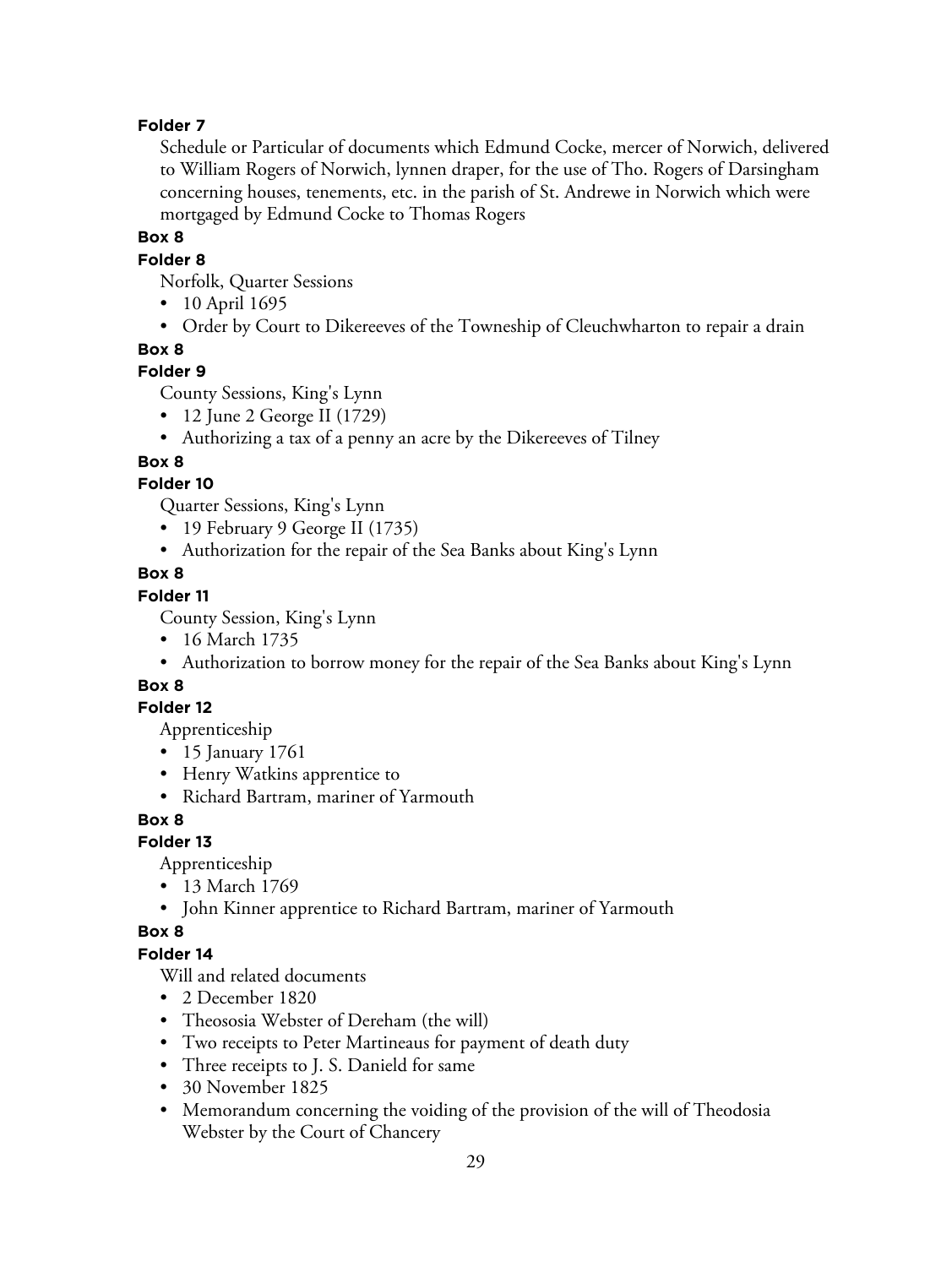**Folder 7**

Schedule or Particular of documents which Edmund Cocke, mercer of Norwich, delivered to William Rogers of Norwich, lynnen draper, for the use of Tho. Rogers of Darsingham concerning houses, tenements, etc. in the parish of St. Andrewe in Norwich which were mortgaged by Edmund Cocke to Thomas Rogers

**Box 8**

**Folder 8**

Norfolk, Quarter Sessions

- 10 April 1695
- Order by Court to Dikereeves of the Towneship of Cleuchwharton to repair a drain

**Box 8**

**Folder 9**

County Sessions, King's Lynn

- 12 June 2 George II (1729)
- Authorizing a tax of a penny an acre by the Dikereeves of Tilney

**Box 8**

**Folder 10**

Quarter Sessions, King's Lynn

- 19 February 9 George II (1735)
- Authorization for the repair of the Sea Banks about King's Lynn

**Box 8**

**Folder 11**

County Session, King's Lynn

- 16 March 1735
- Authorization to borrow money for the repair of the Sea Banks about King's Lynn

**Box 8**

**Folder 12**

Apprenticeship

- 15 January 1761
- Henry Watkins apprentice to
- Richard Bartram, mariner of Yarmouth

**Box 8**

**Folder 13**

Apprenticeship

- 13 March 1769
- John Kinner apprentice to Richard Bartram, mariner of Yarmouth

**Box 8**

**Folder 14**

Will and related documents

- 2 December 1820
- Theososia Webster of Dereham (the will)
- Two receipts to Peter Martineaus for payment of death duty
- Three receipts to J. S. Danield for same
- 30 November 1825
- Memorandum concerning the voiding of the provision of the will of Theodosia Webster by the Court of Chancery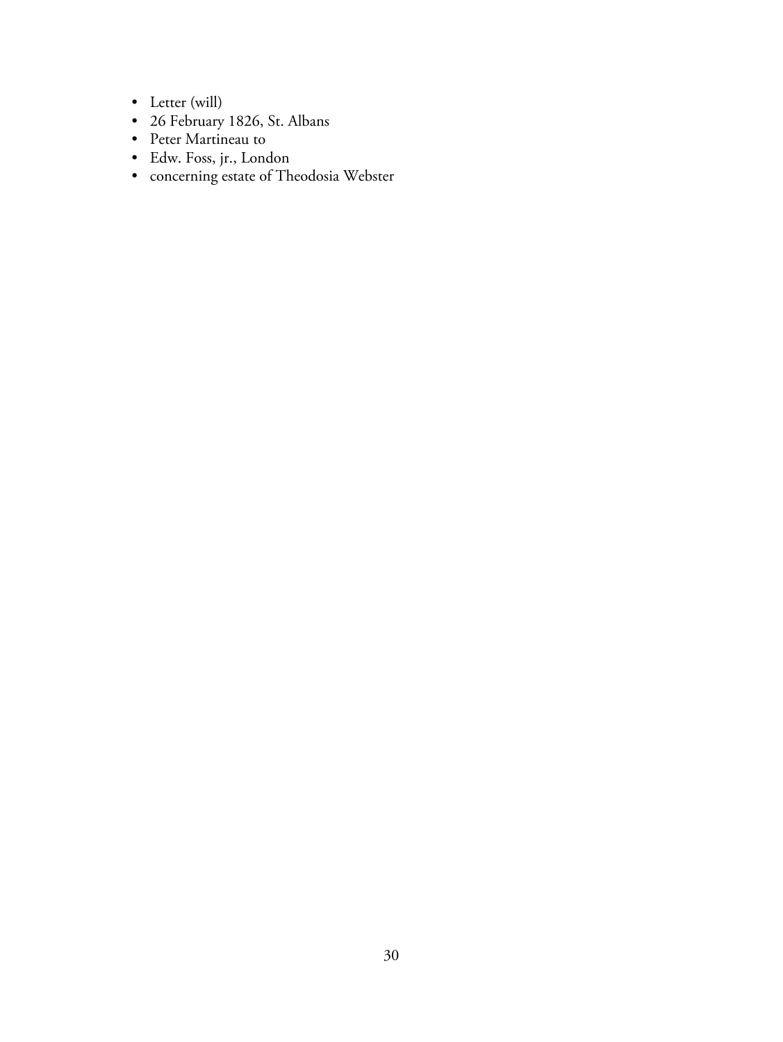- Letter (will)
- 26 February 1826, St. Albans
- Peter Martineau to
- Edw. Foss, jr., London
- concerning estate of Theodosia Webster